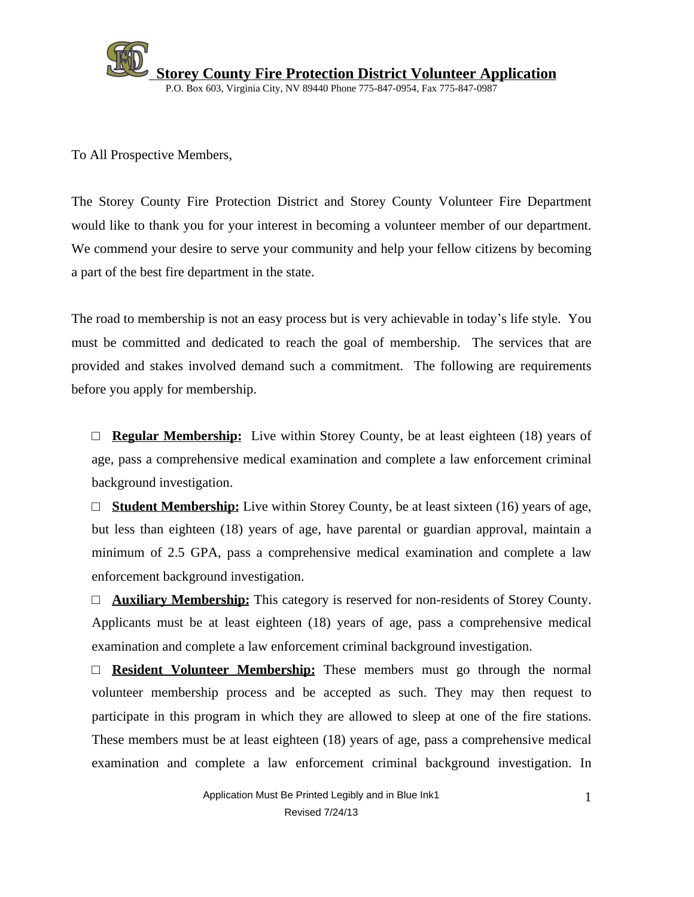# Storey County Fire Protection District Volunteer Application

P.O. Box 603, Virginia City, NV 89440 Phone 775-847-0954, Fax 775-847-0987

To All Prospective Members,

The Storey County Fire Protection District and Storey County Volunteer Fire Department would like to thank you for your interest in becoming a volunteer member of our department. We commend your desire to serve your community and help your fellow citizens by becoming a part of the best fire department in the state.

The road to membership is not an easy process but is very achievable in today's life style. You must be committed and dedicated to reach the goal of membership. The services that are provided and stakes involved demand such a commitment. The following are requirements before you apply for membership.

- □ **Regular Membership:** Live within Storey County, be at least eighteen (18) years of age, pass a comprehensive medical examination and complete a law enforcement criminal background investigation.
- □ **Student Membership:** Live within Storey County, be at least sixteen (16) years of age, but less than eighteen (18) years of age, have parental or guardian approval, maintain a minimum of 2.5 GPA, pass a comprehensive medical examination and complete a law enforcement background investigation.
- □ **Auxiliary Membership:** This category is reserved for non-residents of Storey County. Applicants must be at least eighteen (18) years of age, pass a comprehensive medical examination and complete a law enforcement criminal background investigation.
- □ **Resident Volunteer Membership:** These members must go through the normal volunteer membership process and be accepted as such. They may then request to participate in this program in which they are allowed to sleep at one of the fire stations. These members must be at least eighteen (18) years of age, pass a comprehensive medical examination and complete a law enforcement criminal background investigation. In

Application Must Be Printed Legibly and in Blue Ink

Revised 7/24/13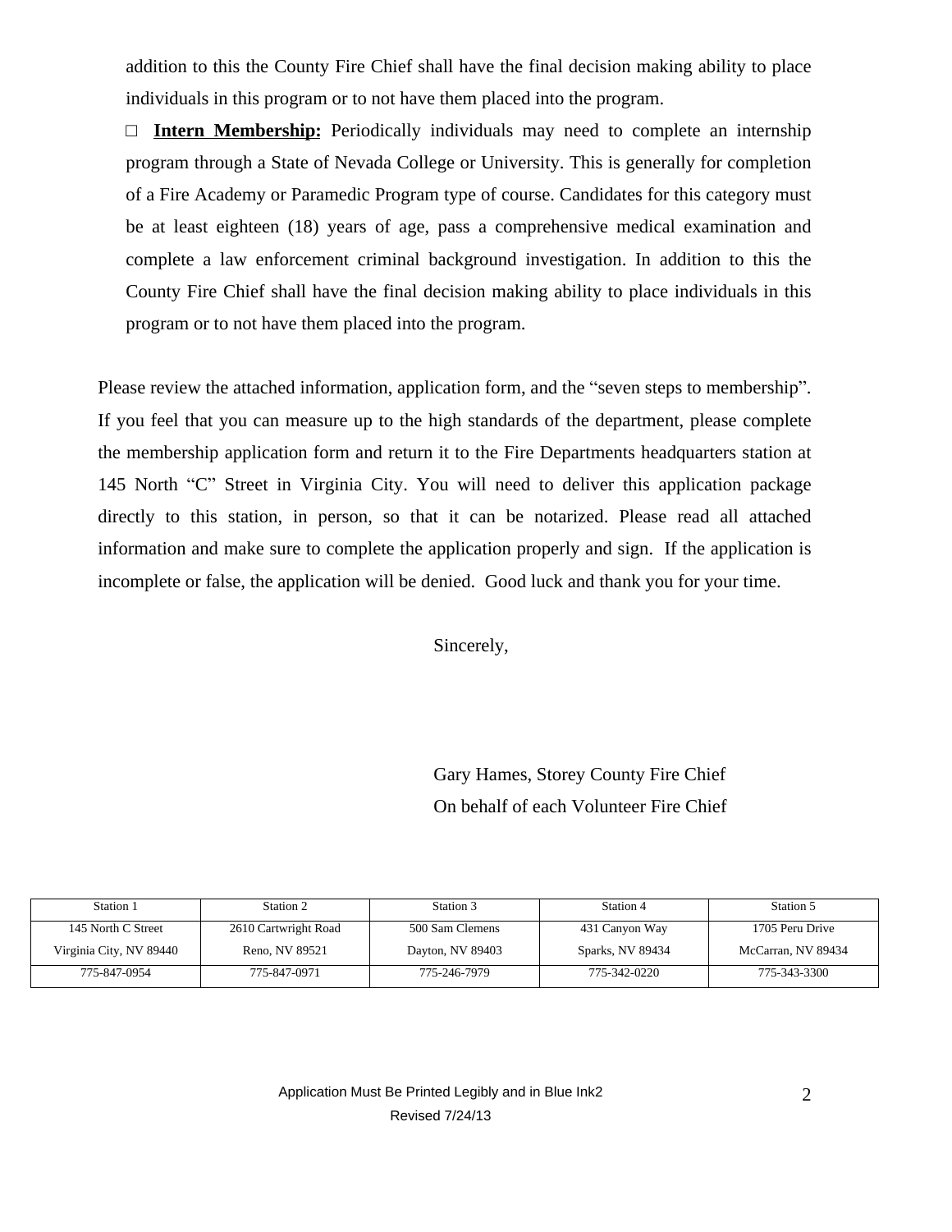addition to this the County Fire Chief shall have the final decision making ability to place individuals in this program or to not have them placed into the program.

□ **Intern Membership:** Periodically individuals may need to complete an internship program through a State of Nevada College or University. This is generally for completion of a Fire Academy or Paramedic Program type of course. Candidates for this category must be at least eighteen (18) years of age, pass a comprehensive medical examination and complete a law enforcement criminal background investigation. In addition to this the County Fire Chief shall have the final decision making ability to place individuals in this program or to not have them placed into the program.

Please review the attached information, application form, and the "seven steps to membership". If you feel that you can measure up to the high standards of the department, please complete the membership application form and return it to the Fire Departments headquarters station at 145 North "C" Street in Virginia City. You will need to deliver this application package directly to this station, in person, so that it can be notarized. Please read all attached information and make sure to complete the application properly and sign. If the application is incomplete or false, the application will be denied. Good luck and thank you for your time.

Sincerely,

Gary Hames, Storey County Fire Chief
On behalf of each Volunteer Fire Chief

| Station 1 | Station 2 | Station 3 | Station 4 | Station 5 |
|---|---|---|---|---|
| 145 North C Street<br>Virginia City, NV 89440 | 2610 Cartwright Road<br>Reno, NV 89521 | 500 Sam Clemens<br>Dayton, NV 89403 | 431 Canyon Way<br>Sparks, NV 89434 | 1705 Peru Drive<br>McCarran, NV 89434 |
| 775-847-0954 | 775-847-0971 | 775-246-7979 | 775-342-0220 | 775-343-3300 |

Application Must Be Printed Legibly and in Blue Ink2
Revised 7/24/13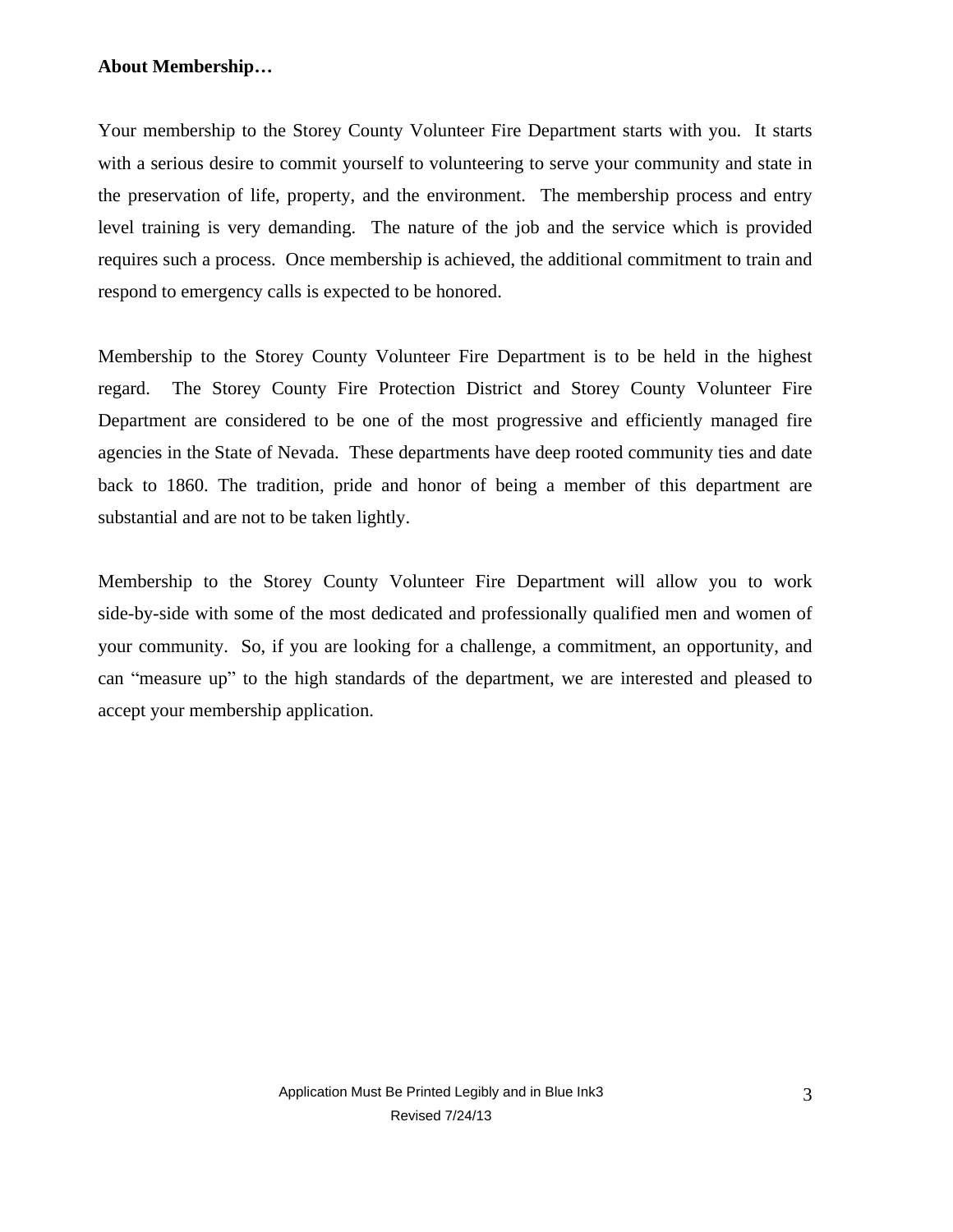**About Membership…**

Your membership to the Storey County Volunteer Fire Department starts with you. It starts with a serious desire to commit yourself to volunteering to serve your community and state in the preservation of life, property, and the environment. The membership process and entry level training is very demanding. The nature of the job and the service which is provided requires such a process. Once membership is achieved, the additional commitment to train and respond to emergency calls is expected to be honored.

Membership to the Storey County Volunteer Fire Department is to be held in the highest regard. The Storey County Fire Protection District and Storey County Volunteer Fire Department are considered to be one of the most progressive and efficiently managed fire agencies in the State of Nevada. These departments have deep rooted community ties and date back to 1860. The tradition, pride and honor of being a member of this department are substantial and are not to be taken lightly.

Membership to the Storey County Volunteer Fire Department will allow you to work side-by-side with some of the most dedicated and professionally qualified men and women of your community. So, if you are looking for a challenge, a commitment, an opportunity, and can "measure up" to the high standards of the department, we are interested and pleased to accept your membership application.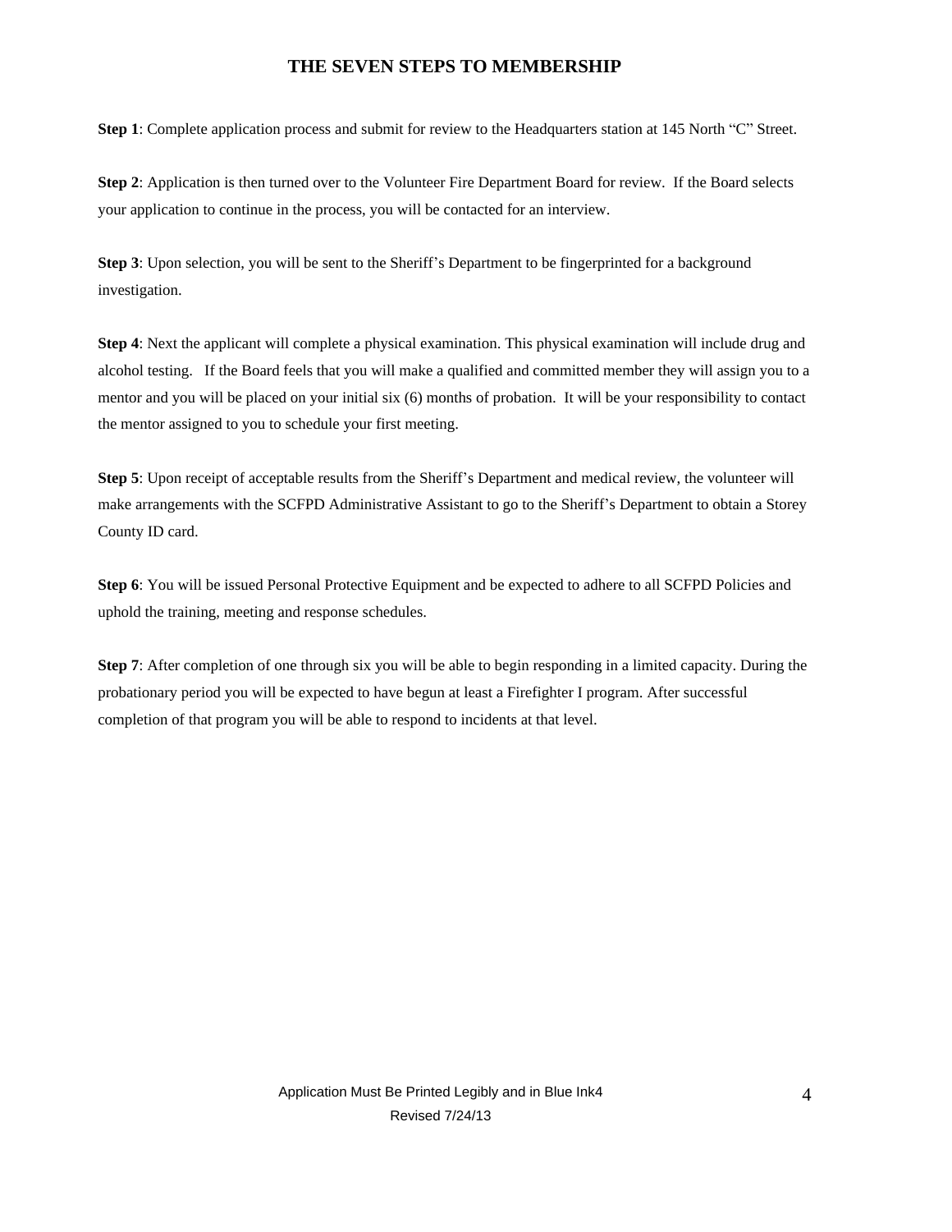# THE SEVEN STEPS TO MEMBERSHIP

**Step 1**: Complete application process and submit for review to the Headquarters station at 145 North "C" Street.

**Step 2**: Application is then turned over to the Volunteer Fire Department Board for review. If the Board selects your application to continue in the process, you will be contacted for an interview.

**Step 3**: Upon selection, you will be sent to the Sheriff's Department to be fingerprinted for a background investigation.

**Step 4**: Next the applicant will complete a physical examination. This physical examination will include drug and alcohol testing. If the Board feels that you will make a qualified and committed member they will assign you to a mentor and you will be placed on your initial six (6) months of probation. It will be your responsibility to contact the mentor assigned to you to schedule your first meeting.

**Step 5**: Upon receipt of acceptable results from the Sheriff's Department and medical review, the volunteer will make arrangements with the SCFPD Administrative Assistant to go to the Sheriff's Department to obtain a Storey County ID card.

**Step 6**: You will be issued Personal Protective Equipment and be expected to adhere to all SCFPD Policies and uphold the training, meeting and response schedules.

**Step 7**: After completion of one through six you will be able to begin responding in a limited capacity. During the probationary period you will be expected to have begun at least a Firefighter I program. After successful completion of that program you will be able to respond to incidents at that level.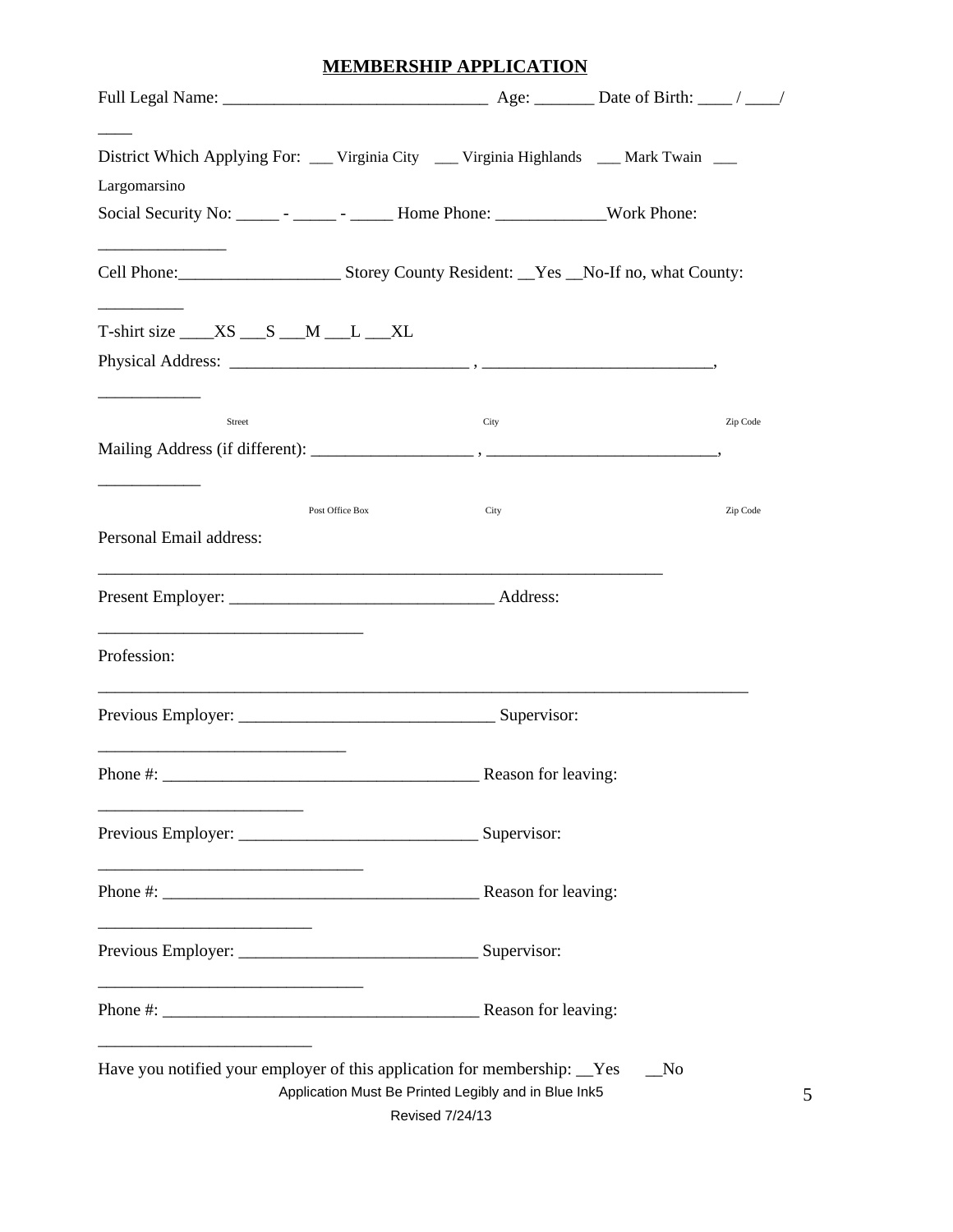## MEMBERSHIP APPLICATION

Full Legal Name: ______________________________ Age: _______ Date of Birth: ____ / ____/ ____

District Which Applying For: ___ Virginia City ___ Virginia Highlands ___ Mark Twain ___ Largomarsino

Social Security No: _____ - _____ - _____ Home Phone: _____________Work Phone: _______________

Cell Phone:___________________ Storey County Resident: __Yes __No-If no, what County: __________

T-shirt size ____XS ___S ___M ___L ___XL

Physical Address: ____________________________ , ___________________________, ____________

Street City Zip Code

Mailing Address (if different): ___________________ , ___________________________, ____________

Post Office Box City Zip Code

Personal Email address: ____________________________________________________________________

Present Employer: _______________________________ Address: _______________________________

Profession: _____________________________________________________________________________

Previous Employer: ______________________________ Supervisor: _____________________________

Phone #: _____________________________________ Reason for leaving: ________________________

Previous Employer: ____________________________ Supervisor: _______________________________

Phone #: _____________________________________ Reason for leaving: _________________________

Previous Employer: ____________________________ Supervisor: _______________________________

Phone #: _____________________________________ Reason for leaving: _________________________

Have you notified your employer of this application for membership: __Yes __No

Application Must Be Printed Legibly and in Blue Ink

Revised 7/24/13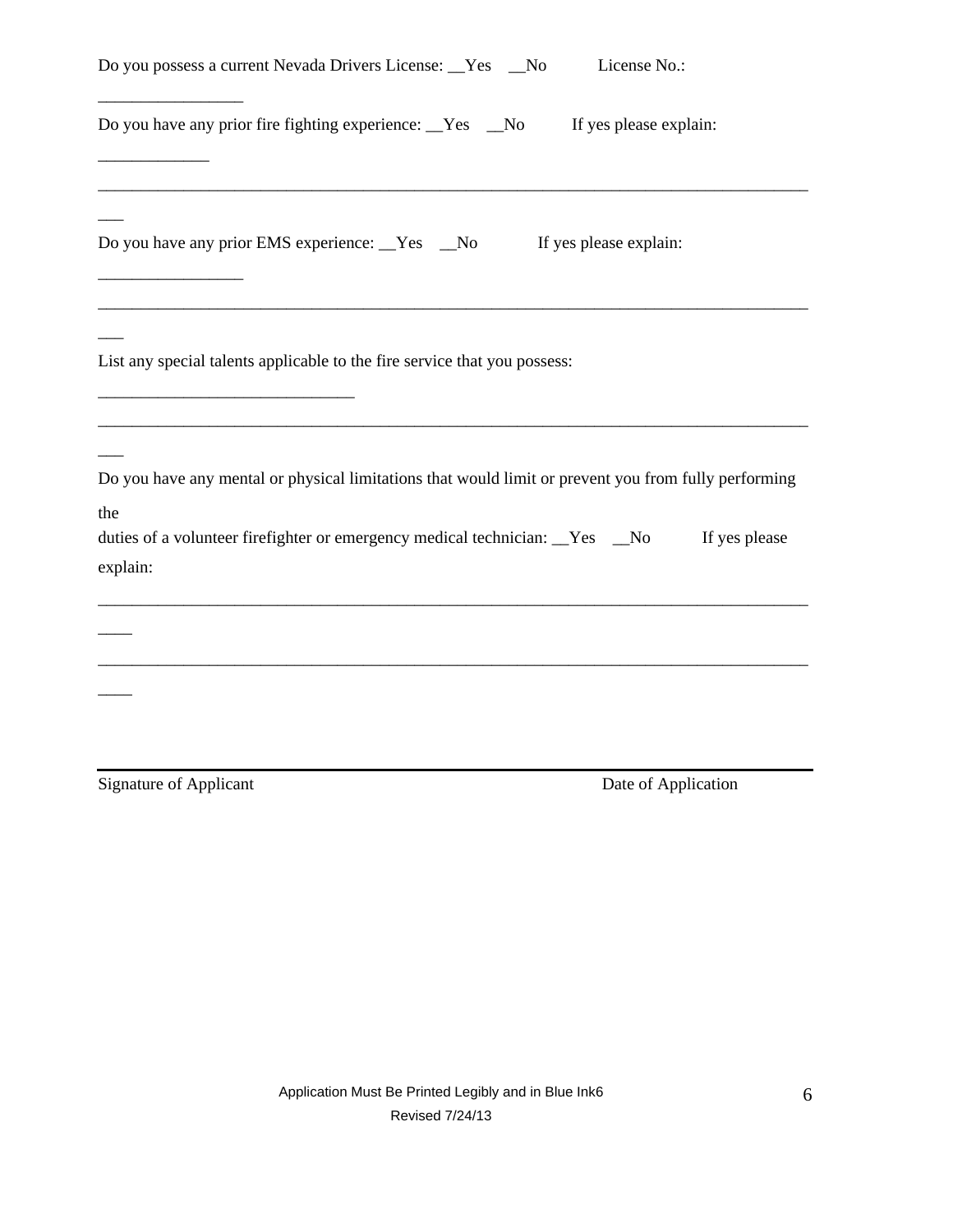Do you possess a current Nevada Drivers License: __Yes __No License No.: ________________

Do you have any prior fire fighting experience: __Yes __No If yes please explain: ____________

_______________________________________________________________________________

Do you have any prior EMS experience: __Yes __No If yes please explain: ________________

_______________________________________________________________________________

List any special talents applicable to the fire service that you possess: ____________________________

_______________________________________________________________________________

Do you have any mental or physical limitations that would limit or prevent you from fully performing the duties of a volunteer firefighter or emergency medical technician: __Yes __No If yes please explain:

_______________________________________________________________________________

_______________________________________________________________________________

Signature of Applicant Date of Application

Application Must Be Printed Legibly and in Blue Ink6

Revised 7/24/13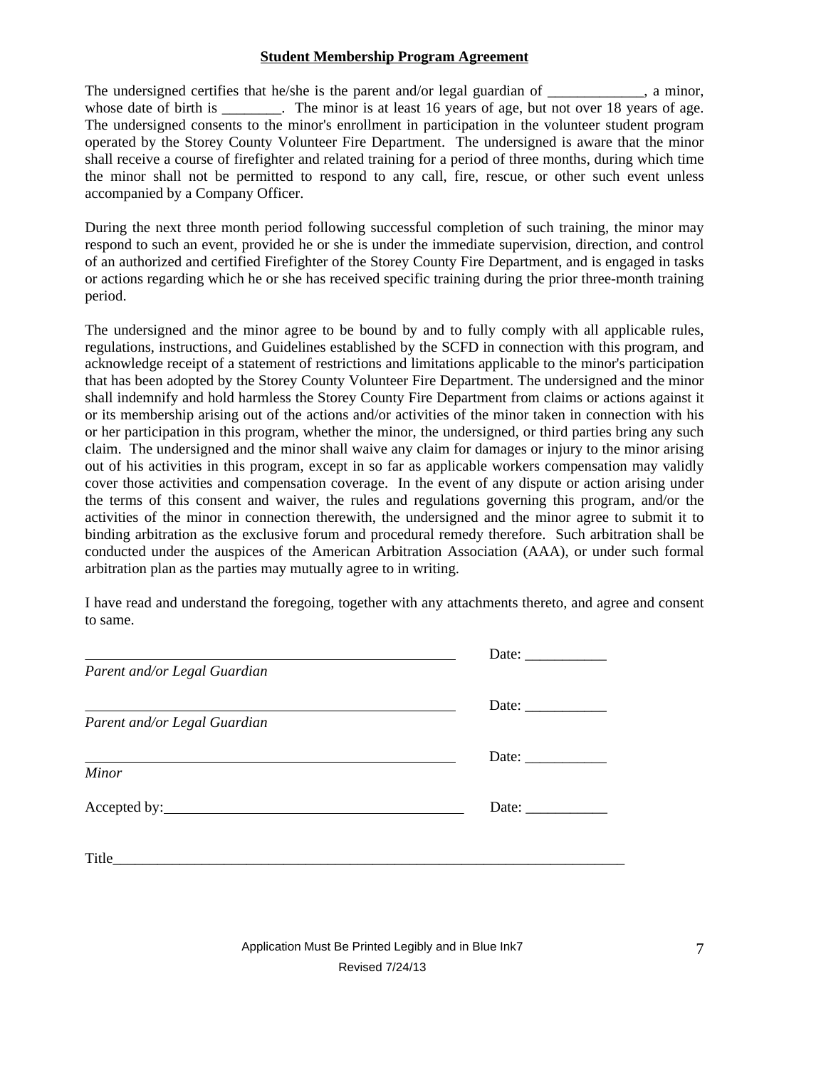**Student Membership Program Agreement**

The undersigned certifies that he/she is the parent and/or legal guardian of _____________, a minor, whose date of birth is ________. The minor is at least 16 years of age, but not over 18 years of age. The undersigned consents to the minor's enrollment in participation in the volunteer student program operated by the Storey County Volunteer Fire Department. The undersigned is aware that the minor shall receive a course of firefighter and related training for a period of three months, during which time the minor shall not be permitted to respond to any call, fire, rescue, or other such event unless accompanied by a Company Officer.

During the next three month period following successful completion of such training, the minor may respond to such an event, provided he or she is under the immediate supervision, direction, and control of an authorized and certified Firefighter of the Storey County Fire Department, and is engaged in tasks or actions regarding which he or she has received specific training during the prior three-month training period.

The undersigned and the minor agree to be bound by and to fully comply with all applicable rules, regulations, instructions, and Guidelines established by the SCFD in connection with this program, and acknowledge receipt of a statement of restrictions and limitations applicable to the minor's participation that has been adopted by the Storey County Volunteer Fire Department. The undersigned and the minor shall indemnify and hold harmless the Storey County Fire Department from claims or actions against it or its membership arising out of the actions and/or activities of the minor taken in connection with his or her participation in this program, whether the minor, the undersigned, or third parties bring any such claim. The undersigned and the minor shall waive any claim for damages or injury to the minor arising out of his activities in this program, except in so far as applicable workers compensation may validly cover those activities and compensation coverage. In the event of any dispute or action arising under the terms of this consent and waiver, the rules and regulations governing this program, and/or the activities of the minor in connection therewith, the undersigned and the minor agree to submit it to binding arbitration as the exclusive forum and procedural remedy therefore. Such arbitration shall be conducted under the auspices of the American Arbitration Association (AAA), or under such formal arbitration plan as the parties may mutually agree to in writing.

I have read and understand the foregoing, together with any attachments thereto, and agree and consent to same.

_____________________________________________ Date: ___________
*Parent and/or Legal Guardian*

_____________________________________________ Date: ___________
*Parent and/or Legal Guardian*

_____________________________________________ Date: ___________
*Minor*

Accepted by:____________________________________ Date: ___________

Title______________________________________________________________

Application Must Be Printed Legibly and in Blue Ink

Revised 7/24/13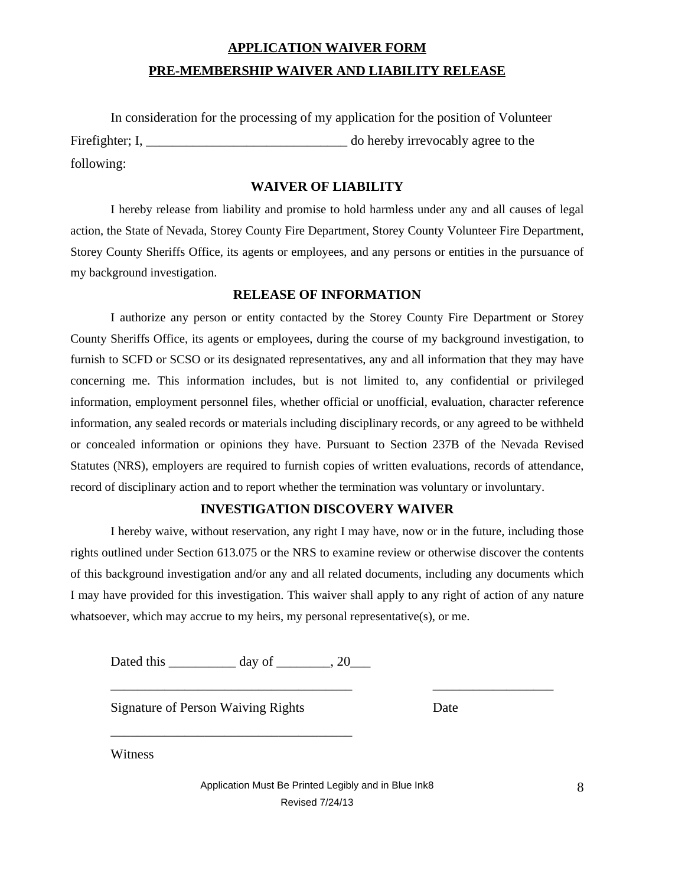## APPLICATION WAIVER FORM

## PRE-MEMBERSHIP WAIVER AND LIABILITY RELEASE

In consideration for the processing of my application for the position of Volunteer Firefighter; I, ______________________________ do hereby irrevocably agree to the following:

### WAIVER OF LIABILITY

I hereby release from liability and promise to hold harmless under any and all causes of legal action, the State of Nevada, Storey County Fire Department, Storey County Volunteer Fire Department, Storey County Sheriffs Office, its agents or employees, and any persons or entities in the pursuance of my background investigation.

### RELEASE OF INFORMATION

I authorize any person or entity contacted by the Storey County Fire Department or Storey County Sheriffs Office, its agents or employees, during the course of my background investigation, to furnish to SCFD or SCSO or its designated representatives, any and all information that they may have concerning me. This information includes, but is not limited to, any confidential or privileged information, employment personnel files, whether official or unofficial, evaluation, character reference information, any sealed records or materials including disciplinary records, or any agreed to be withheld or concealed information or opinions they have. Pursuant to Section 237B of the Nevada Revised Statutes (NRS), employers are required to furnish copies of written evaluations, records of attendance, record of disciplinary action and to report whether the termination was voluntary or involuntary.

### INVESTIGATION DISCOVERY WAIVER

I hereby waive, without reservation, any right I may have, now or in the future, including those rights outlined under Section 613.075 or the NRS to examine review or otherwise discover the contents of this background investigation and/or any and all related documents, including any documents which I may have provided for this investigation. This waiver shall apply to any right of action of any nature whatsoever, which may accrue to my heirs, my personal representative(s), or me.

Dated this __________ day of ________, 20___

_____________________________________ __________________

Signature of Person Waiving Rights Date

_____________________________________

Witness

Application Must Be Printed Legibly and in Blue Ink8

Revised 7/24/13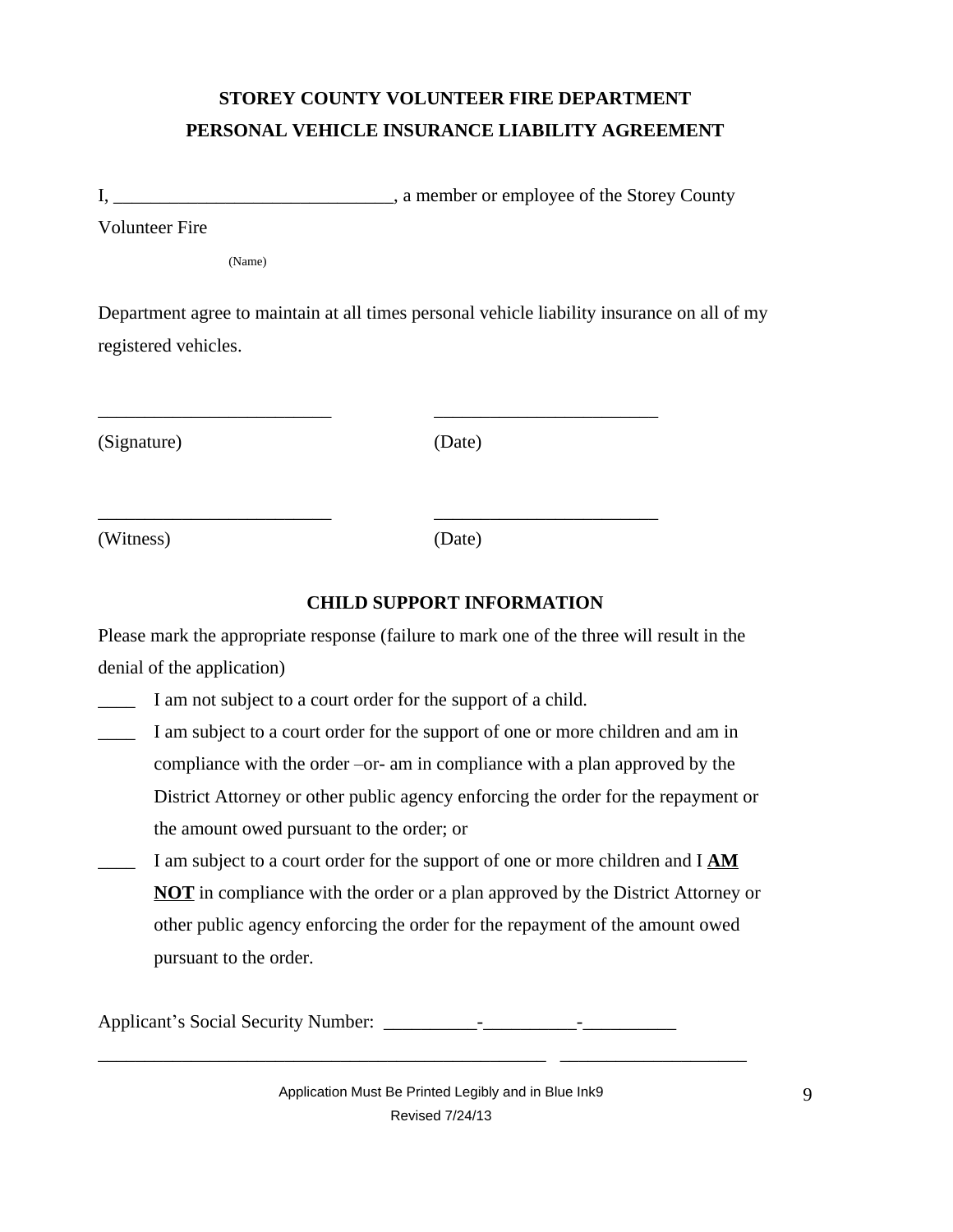# STOREY COUNTY VOLUNTEER FIRE DEPARTMENT
# PERSONAL VEHICLE INSURANCE LIABILITY AGREEMENT

I, ______________________________, a member or employee of the Storey County Volunteer Fire

(Name)

Department agree to maintain at all times personal vehicle liability insurance on all of my registered vehicles.

_________________________ ________________________

(Signature) (Date)

_________________________ ________________________

(Witness) (Date)

## CHILD SUPPORT INFORMATION

Please mark the appropriate response (failure to mark one of the three will result in the denial of the application)

____ I am not subject to a court order for the support of a child.

____ I am subject to a court order for the support of one or more children and am in compliance with the order –or- am in compliance with a plan approved by the District Attorney or other public agency enforcing the order for the repayment or the amount owed pursuant to the order; or

____ I am subject to a court order for the support of one or more children and I **<u>AM NOT</u>** in compliance with the order or a plan approved by the District Attorney or other public agency enforcing the order for the repayment of the amount owed pursuant to the order.

Applicant's Social Security Number: __________-__________-__________

_________________________________________________ ____________________

Application Must Be Printed Legibly and in Blue Ink9

Revised 7/24/13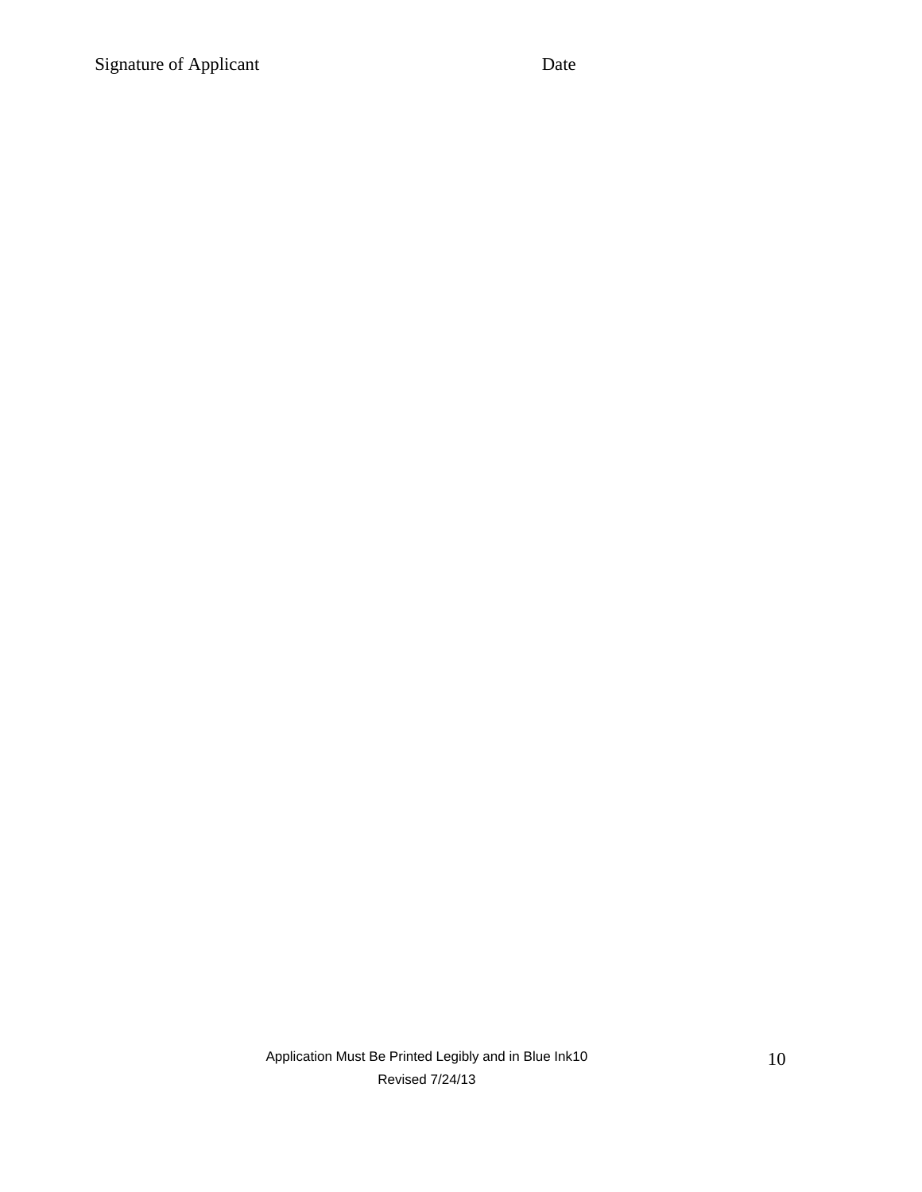Signature of Applicant                                        Date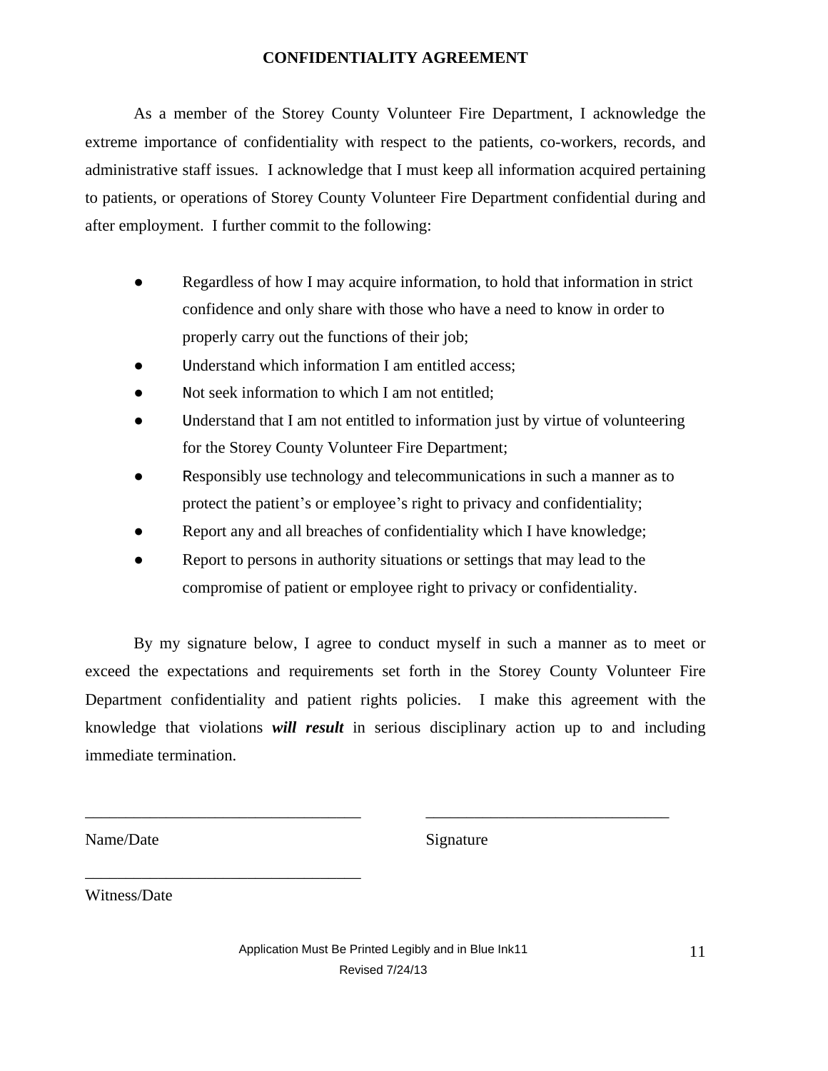# CONFIDENTIALITY AGREEMENT

As a member of the Storey County Volunteer Fire Department, I acknowledge the extreme importance of confidentiality with respect to the patients, co-workers, records, and administrative staff issues. I acknowledge that I must keep all information acquired pertaining to patients, or operations of Storey County Volunteer Fire Department confidential during and after employment. I further commit to the following:

- Regardless of how I may acquire information, to hold that information in strict confidence and only share with those who have a need to know in order to properly carry out the functions of their job;
- Understand which information I am entitled access;
- Not seek information to which I am not entitled;
- Understand that I am not entitled to information just by virtue of volunteering for the Storey County Volunteer Fire Department;
- Responsibly use technology and telecommunications in such a manner as to protect the patient's or employee's right to privacy and confidentiality;
- Report any and all breaches of confidentiality which I have knowledge;
- Report to persons in authority situations or settings that may lead to the compromise of patient or employee right to privacy or confidentiality.

By my signature below, I agree to conduct myself in such a manner as to meet or exceed the expectations and requirements set forth in the Storey County Volunteer Fire Department confidentiality and patient rights policies. I make this agreement with the knowledge that violations ***will result*** in serious disciplinary action up to and including immediate termination.

___________________________________ ______________________________

Name/Date Signature

___________________________________

Witness/Date

Application Must Be Printed Legibly and in Blue Ink11

Revised 7/24/13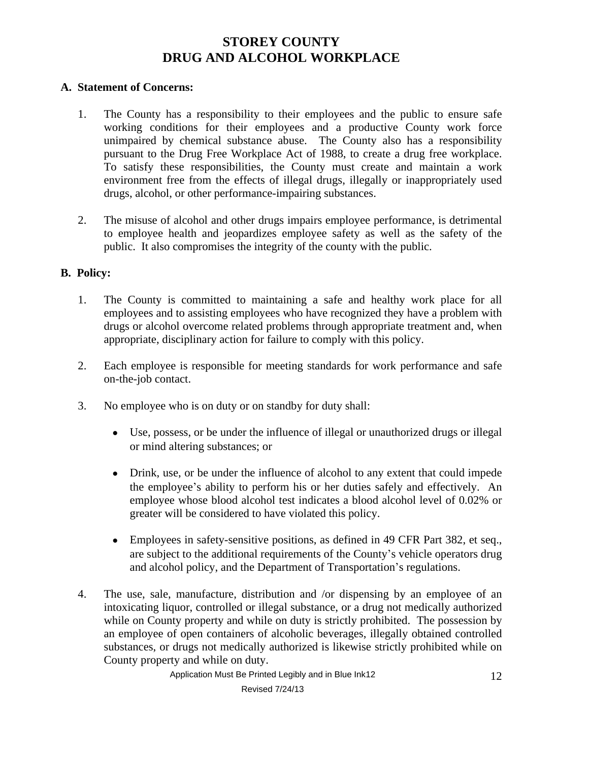# STOREY COUNTY
# DRUG AND ALCOHOL WORKPLACE

**A. Statement of Concerns:**

1. The County has a responsibility to their employees and the public to ensure safe working conditions for their employees and a productive County work force unimpaired by chemical substance abuse. The County also has a responsibility pursuant to the Drug Free Workplace Act of 1988, to create a drug free workplace. To satisfy these responsibilities, the County must create and maintain a work environment free from the effects of illegal drugs, illegally or inappropriately used drugs, alcohol, or other performance-impairing substances.

2. The misuse of alcohol and other drugs impairs employee performance, is detrimental to employee health and jeopardizes employee safety as well as the safety of the public. It also compromises the integrity of the county with the public.

**B. Policy:**

1. The County is committed to maintaining a safe and healthy work place for all employees and to assisting employees who have recognized they have a problem with drugs or alcohol overcome related problems through appropriate treatment and, when appropriate, disciplinary action for failure to comply with this policy.

2. Each employee is responsible for meeting standards for work performance and safe on-the-job contact.

3. No employee who is on duty or on standby for duty shall:

   - Use, possess, or be under the influence of illegal or unauthorized drugs or illegal or mind altering substances; or

   - Drink, use, or be under the influence of alcohol to any extent that could impede the employee's ability to perform his or her duties safely and effectively. An employee whose blood alcohol test indicates a blood alcohol level of 0.02% or greater will be considered to have violated this policy.

   - Employees in safety-sensitive positions, as defined in 49 CFR Part 382, et seq., are subject to the additional requirements of the County's vehicle operators drug and alcohol policy, and the Department of Transportation's regulations.

4. The use, sale, manufacture, distribution and /or dispensing by an employee of an intoxicating liquor, controlled or illegal substance, or a drug not medically authorized while on County property and while on duty is strictly prohibited. The possession by an employee of open containers of alcoholic beverages, illegally obtained controlled substances, or drugs not medically authorized is likewise strictly prohibited while on County property and while on duty.

Application Must Be Printed Legibly and in Blue Ink12

Revised 7/24/13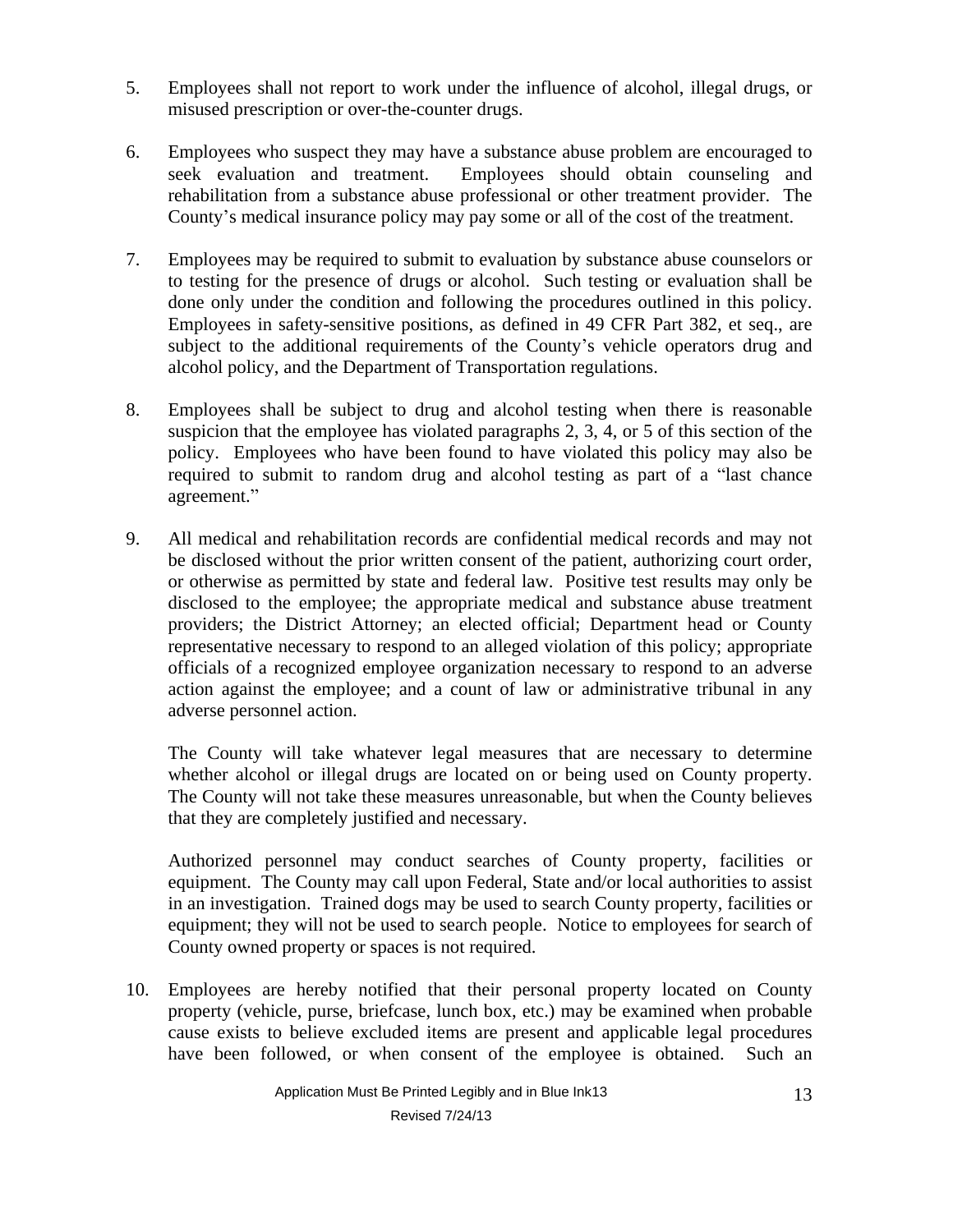5. Employees shall not report to work under the influence of alcohol, illegal drugs, or misused prescription or over-the-counter drugs.

6. Employees who suspect they may have a substance abuse problem are encouraged to seek evaluation and treatment. Employees should obtain counseling and rehabilitation from a substance abuse professional or other treatment provider. The County's medical insurance policy may pay some or all of the cost of the treatment.

7. Employees may be required to submit to evaluation by substance abuse counselors or to testing for the presence of drugs or alcohol. Such testing or evaluation shall be done only under the condition and following the procedures outlined in this policy. Employees in safety-sensitive positions, as defined in 49 CFR Part 382, et seq., are subject to the additional requirements of the County's vehicle operators drug and alcohol policy, and the Department of Transportation regulations.

8. Employees shall be subject to drug and alcohol testing when there is reasonable suspicion that the employee has violated paragraphs 2, 3, 4, or 5 of this section of the policy. Employees who have been found to have violated this policy may also be required to submit to random drug and alcohol testing as part of a "last chance agreement."

9. All medical and rehabilitation records are confidential medical records and may not be disclosed without the prior written consent of the patient, authorizing court order, or otherwise as permitted by state and federal law. Positive test results may only be disclosed to the employee; the appropriate medical and substance abuse treatment providers; the District Attorney; an elected official; Department head or County representative necessary to respond to an alleged violation of this policy; appropriate officials of a recognized employee organization necessary to respond to an adverse action against the employee; and a count of law or administrative tribunal in any adverse personnel action.

   The County will take whatever legal measures that are necessary to determine whether alcohol or illegal drugs are located on or being used on County property. The County will not take these measures unreasonable, but when the County believes that they are completely justified and necessary.

   Authorized personnel may conduct searches of County property, facilities or equipment. The County may call upon Federal, State and/or local authorities to assist in an investigation. Trained dogs may be used to search County property, facilities or equipment; they will not be used to search people. Notice to employees for search of County owned property or spaces is not required.

10. Employees are hereby notified that their personal property located on County property (vehicle, purse, briefcase, lunch box, etc.) may be examined when probable cause exists to believe excluded items are present and applicable legal procedures have been followed, or when consent of the employee is obtained. Such an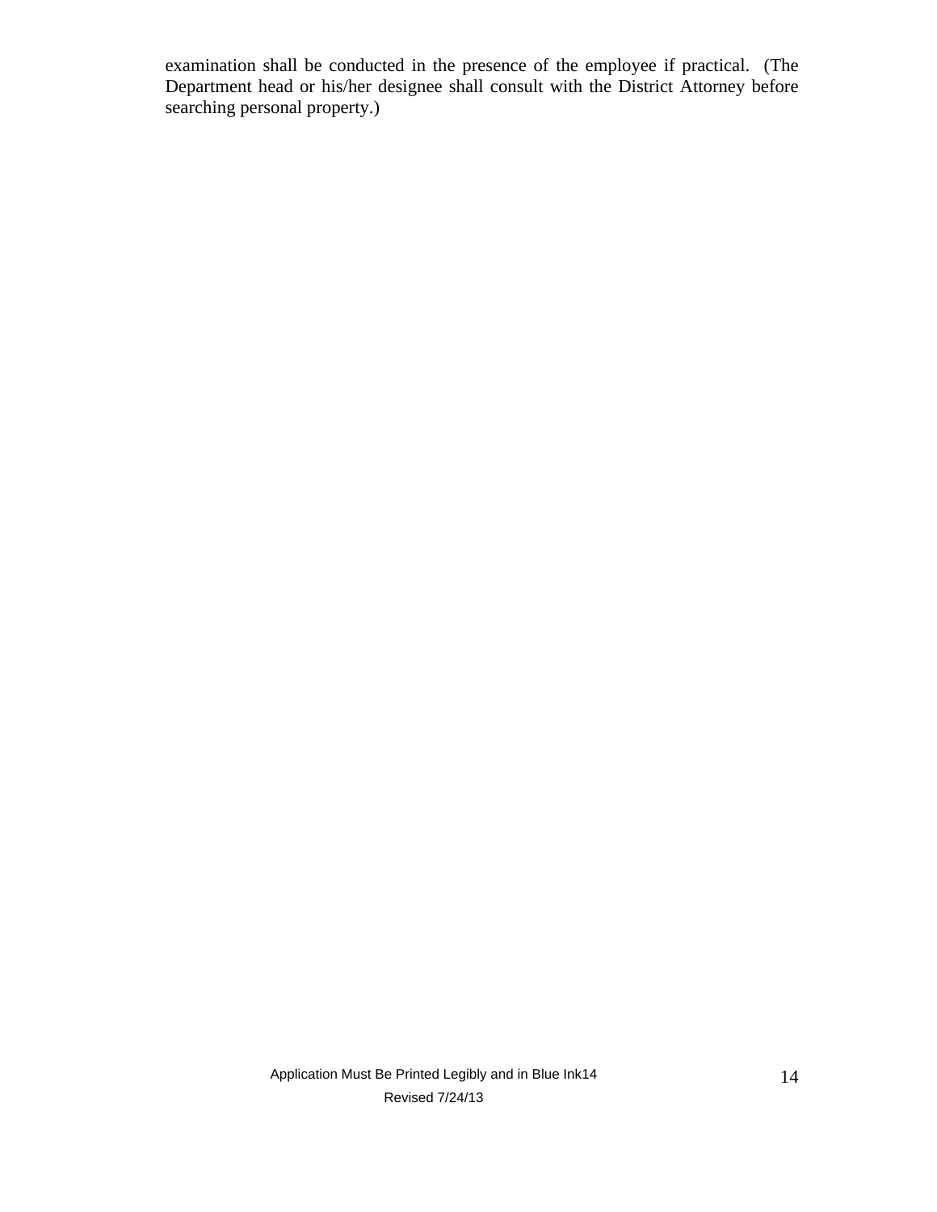examination shall be conducted in the presence of the employee if practical. (The Department head or his/her designee shall consult with the District Attorney before searching personal property.)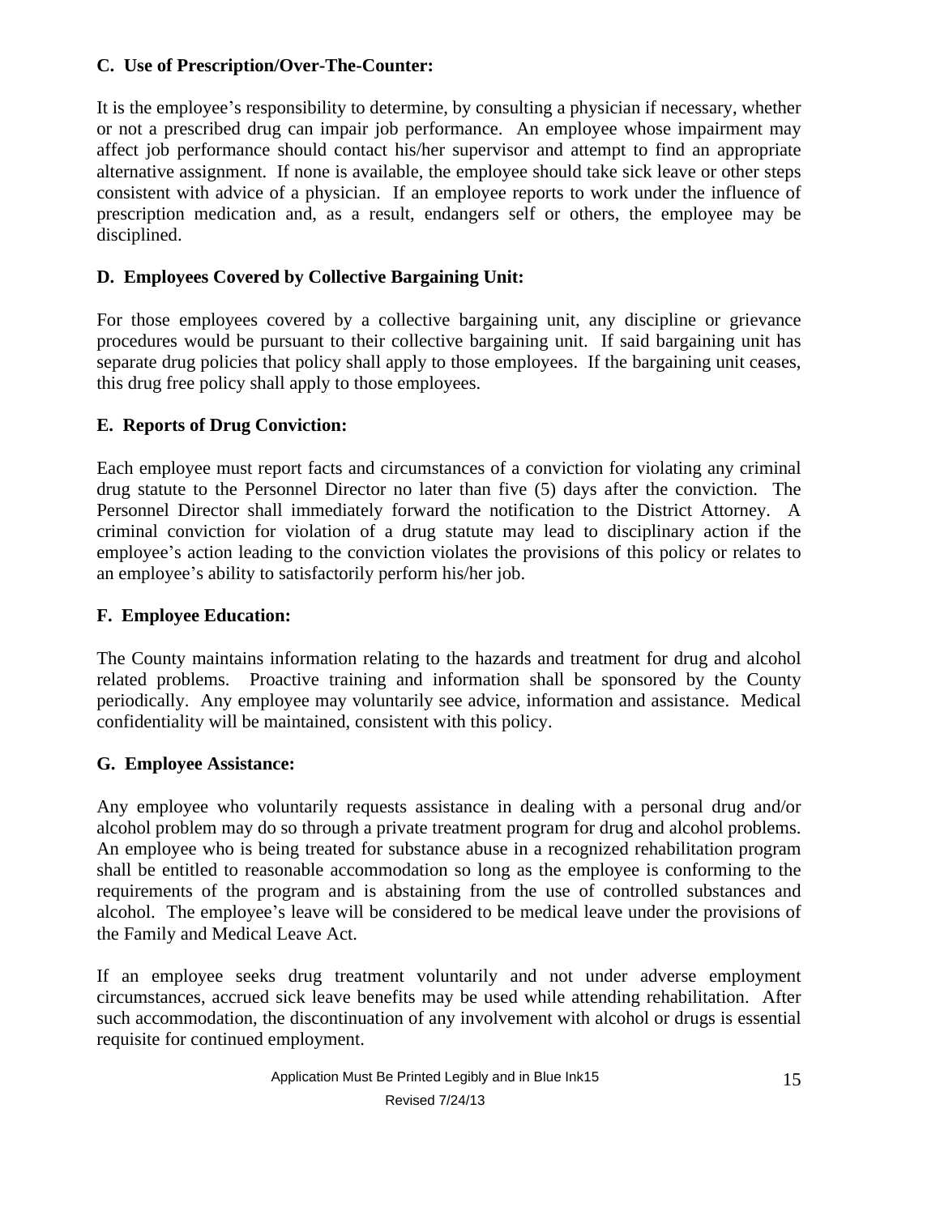**C. Use of Prescription/Over-The-Counter:**

It is the employee's responsibility to determine, by consulting a physician if necessary, whether or not a prescribed drug can impair job performance. An employee whose impairment may affect job performance should contact his/her supervisor and attempt to find an appropriate alternative assignment. If none is available, the employee should take sick leave or other steps consistent with advice of a physician. If an employee reports to work under the influence of prescription medication and, as a result, endangers self or others, the employee may be disciplined.

**D. Employees Covered by Collective Bargaining Unit:**

For those employees covered by a collective bargaining unit, any discipline or grievance procedures would be pursuant to their collective bargaining unit. If said bargaining unit has separate drug policies that policy shall apply to those employees. If the bargaining unit ceases, this drug free policy shall apply to those employees.

**E. Reports of Drug Conviction:**

Each employee must report facts and circumstances of a conviction for violating any criminal drug statute to the Personnel Director no later than five (5) days after the conviction. The Personnel Director shall immediately forward the notification to the District Attorney. A criminal conviction for violation of a drug statute may lead to disciplinary action if the employee's action leading to the conviction violates the provisions of this policy or relates to an employee's ability to satisfactorily perform his/her job.

**F. Employee Education:**

The County maintains information relating to the hazards and treatment for drug and alcohol related problems. Proactive training and information shall be sponsored by the County periodically. Any employee may voluntarily see advice, information and assistance. Medical confidentiality will be maintained, consistent with this policy.

**G. Employee Assistance:**

Any employee who voluntarily requests assistance in dealing with a personal drug and/or alcohol problem may do so through a private treatment program for drug and alcohol problems. An employee who is being treated for substance abuse in a recognized rehabilitation program shall be entitled to reasonable accommodation so long as the employee is conforming to the requirements of the program and is abstaining from the use of controlled substances and alcohol. The employee's leave will be considered to be medical leave under the provisions of the Family and Medical Leave Act.

If an employee seeks drug treatment voluntarily and not under adverse employment circumstances, accrued sick leave benefits may be used while attending rehabilitation. After such accommodation, the discontinuation of any involvement with alcohol or drugs is essential requisite for continued employment.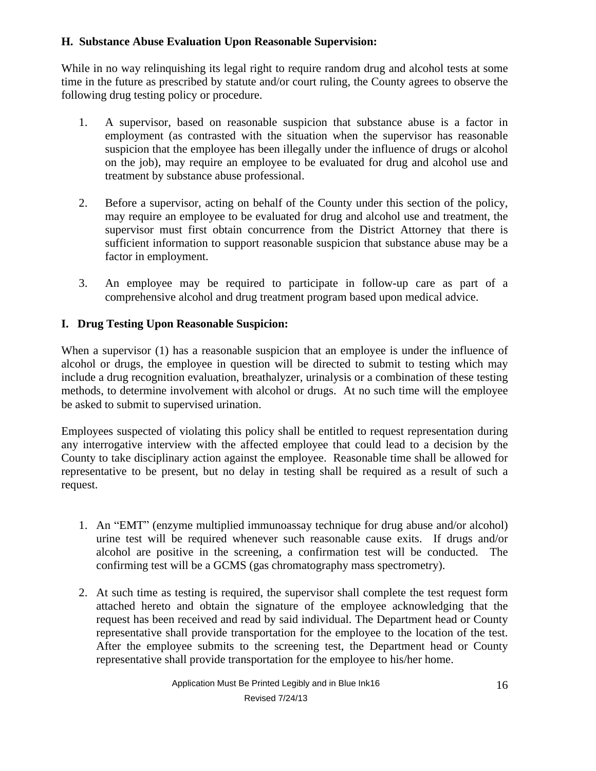**H. Substance Abuse Evaluation Upon Reasonable Supervision:**

While in no way relinquishing its legal right to require random drug and alcohol tests at some time in the future as prescribed by statute and/or court ruling, the County agrees to observe the following drug testing policy or procedure.

1. A supervisor, based on reasonable suspicion that substance abuse is a factor in employment (as contrasted with the situation when the supervisor has reasonable suspicion that the employee has been illegally under the influence of drugs or alcohol on the job), may require an employee to be evaluated for drug and alcohol use and treatment by substance abuse professional.

2. Before a supervisor, acting on behalf of the County under this section of the policy, may require an employee to be evaluated for drug and alcohol use and treatment, the supervisor must first obtain concurrence from the District Attorney that there is sufficient information to support reasonable suspicion that substance abuse may be a factor in employment.

3. An employee may be required to participate in follow-up care as part of a comprehensive alcohol and drug treatment program based upon medical advice.

**I. Drug Testing Upon Reasonable Suspicion:**

When a supervisor (1) has a reasonable suspicion that an employee is under the influence of alcohol or drugs, the employee in question will be directed to submit to testing which may include a drug recognition evaluation, breathalyzer, urinalysis or a combination of these testing methods, to determine involvement with alcohol or drugs. At no such time will the employee be asked to submit to supervised urination.

Employees suspected of violating this policy shall be entitled to request representation during any interrogative interview with the affected employee that could lead to a decision by the County to take disciplinary action against the employee. Reasonable time shall be allowed for representative to be present, but no delay in testing shall be required as a result of such a request.

1. An "EMT" (enzyme multiplied immunoassay technique for drug abuse and/or alcohol) urine test will be required whenever such reasonable cause exits. If drugs and/or alcohol are positive in the screening, a confirmation test will be conducted. The confirming test will be a GCMS (gas chromatography mass spectrometry).

2. At such time as testing is required, the supervisor shall complete the test request form attached hereto and obtain the signature of the employee acknowledging that the request has been received and read by said individual. The Department head or County representative shall provide transportation for the employee to the location of the test. After the employee submits to the screening test, the Department head or County representative shall provide transportation for the employee to his/her home.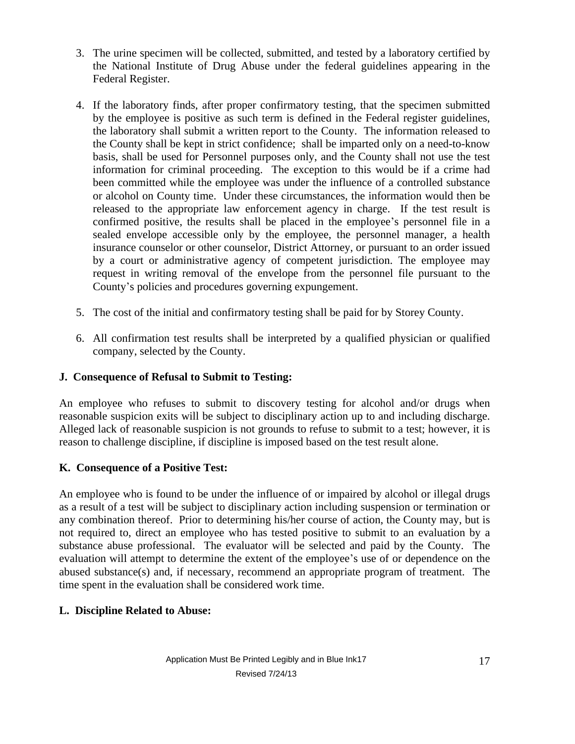3. The urine specimen will be collected, submitted, and tested by a laboratory certified by the National Institute of Drug Abuse under the federal guidelines appearing in the Federal Register.

4. If the laboratory finds, after proper confirmatory testing, that the specimen submitted by the employee is positive as such term is defined in the Federal register guidelines, the laboratory shall submit a written report to the County. The information released to the County shall be kept in strict confidence; shall be imparted only on a need-to-know basis, shall be used for Personnel purposes only, and the County shall not use the test information for criminal proceeding. The exception to this would be if a crime had been committed while the employee was under the influence of a controlled substance or alcohol on County time. Under these circumstances, the information would then be released to the appropriate law enforcement agency in charge. If the test result is confirmed positive, the results shall be placed in the employee's personnel file in a sealed envelope accessible only by the employee, the personnel manager, a health insurance counselor or other counselor, District Attorney, or pursuant to an order issued by a court or administrative agency of competent jurisdiction. The employee may request in writing removal of the envelope from the personnel file pursuant to the County's policies and procedures governing expungement.

5. The cost of the initial and confirmatory testing shall be paid for by Storey County.

6. All confirmation test results shall be interpreted by a qualified physician or qualified company, selected by the County.

**J. Consequence of Refusal to Submit to Testing:**

An employee who refuses to submit to discovery testing for alcohol and/or drugs when reasonable suspicion exits will be subject to disciplinary action up to and including discharge. Alleged lack of reasonable suspicion is not grounds to refuse to submit to a test; however, it is reason to challenge discipline, if discipline is imposed based on the test result alone.

**K. Consequence of a Positive Test:**

An employee who is found to be under the influence of or impaired by alcohol or illegal drugs as a result of a test will be subject to disciplinary action including suspension or termination or any combination thereof. Prior to determining his/her course of action, the County may, but is not required to, direct an employee who has tested positive to submit to an evaluation by a substance abuse professional. The evaluator will be selected and paid by the County. The evaluation will attempt to determine the extent of the employee's use of or dependence on the abused substance(s) and, if necessary, recommend an appropriate program of treatment. The time spent in the evaluation shall be considered work time.

**L. Discipline Related to Abuse:**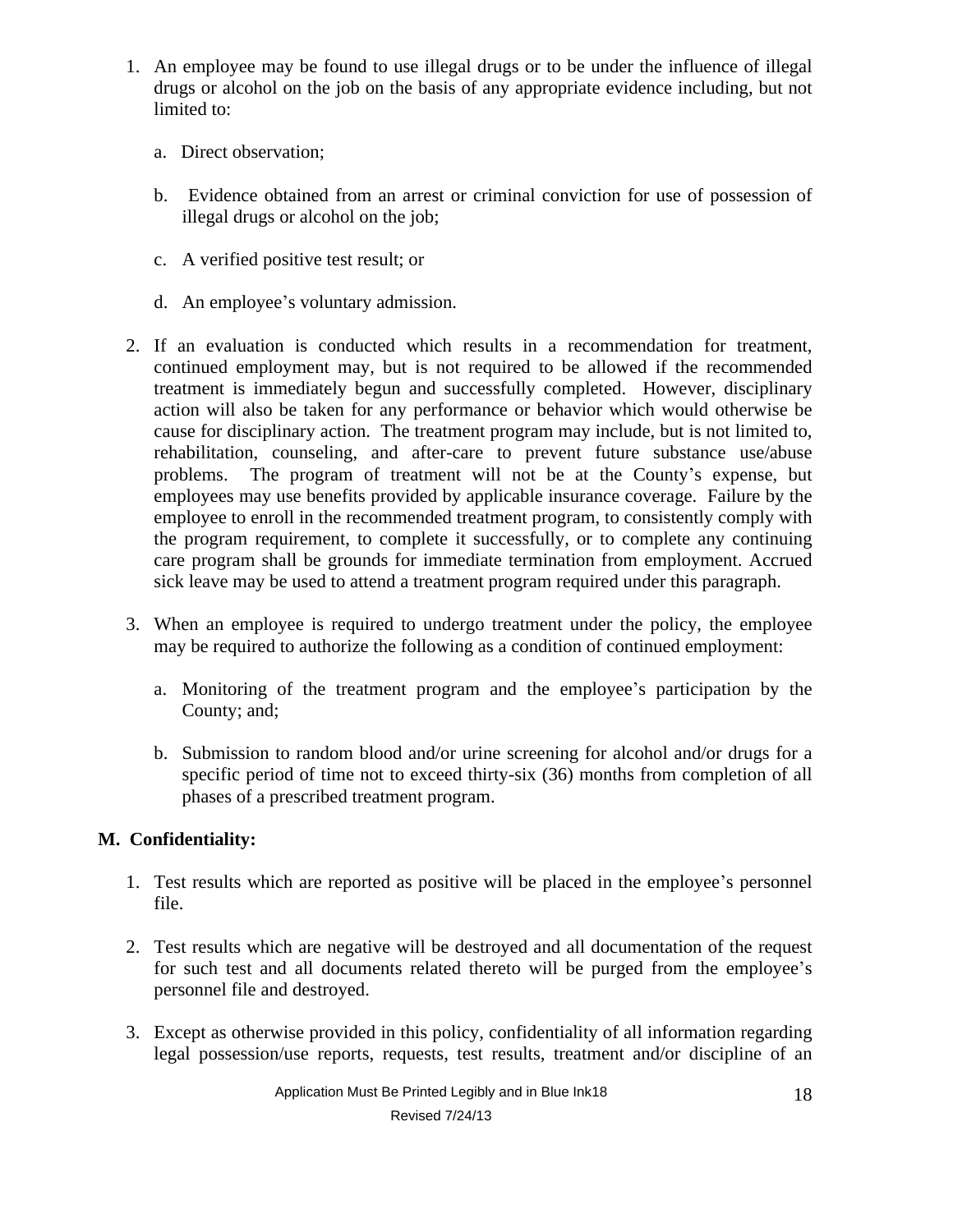1. An employee may be found to use illegal drugs or to be under the influence of illegal drugs or alcohol on the job on the basis of any appropriate evidence including, but not limited to:

    a. Direct observation;

    b. Evidence obtained from an arrest or criminal conviction for use of possession of illegal drugs or alcohol on the job;

    c. A verified positive test result; or

    d. An employee's voluntary admission.

2. If an evaluation is conducted which results in a recommendation for treatment, continued employment may, but is not required to be allowed if the recommended treatment is immediately begun and successfully completed. However, disciplinary action will also be taken for any performance or behavior which would otherwise be cause for disciplinary action. The treatment program may include, but is not limited to, rehabilitation, counseling, and after-care to prevent future substance use/abuse problems. The program of treatment will not be at the County's expense, but employees may use benefits provided by applicable insurance coverage. Failure by the employee to enroll in the recommended treatment program, to consistently comply with the program requirement, to complete it successfully, or to complete any continuing care program shall be grounds for immediate termination from employment. Accrued sick leave may be used to attend a treatment program required under this paragraph.

3. When an employee is required to undergo treatment under the policy, the employee may be required to authorize the following as a condition of continued employment:

    a. Monitoring of the treatment program and the employee's participation by the County; and;

    b. Submission to random blood and/or urine screening for alcohol and/or drugs for a specific period of time not to exceed thirty-six (36) months from completion of all phases of a prescribed treatment program.

**M. Confidentiality:**

1. Test results which are reported as positive will be placed in the employee's personnel file.

2. Test results which are negative will be destroyed and all documentation of the request for such test and all documents related thereto will be purged from the employee's personnel file and destroyed.

3. Except as otherwise provided in this policy, confidentiality of all information regarding legal possession/use reports, requests, test results, treatment and/or discipline of an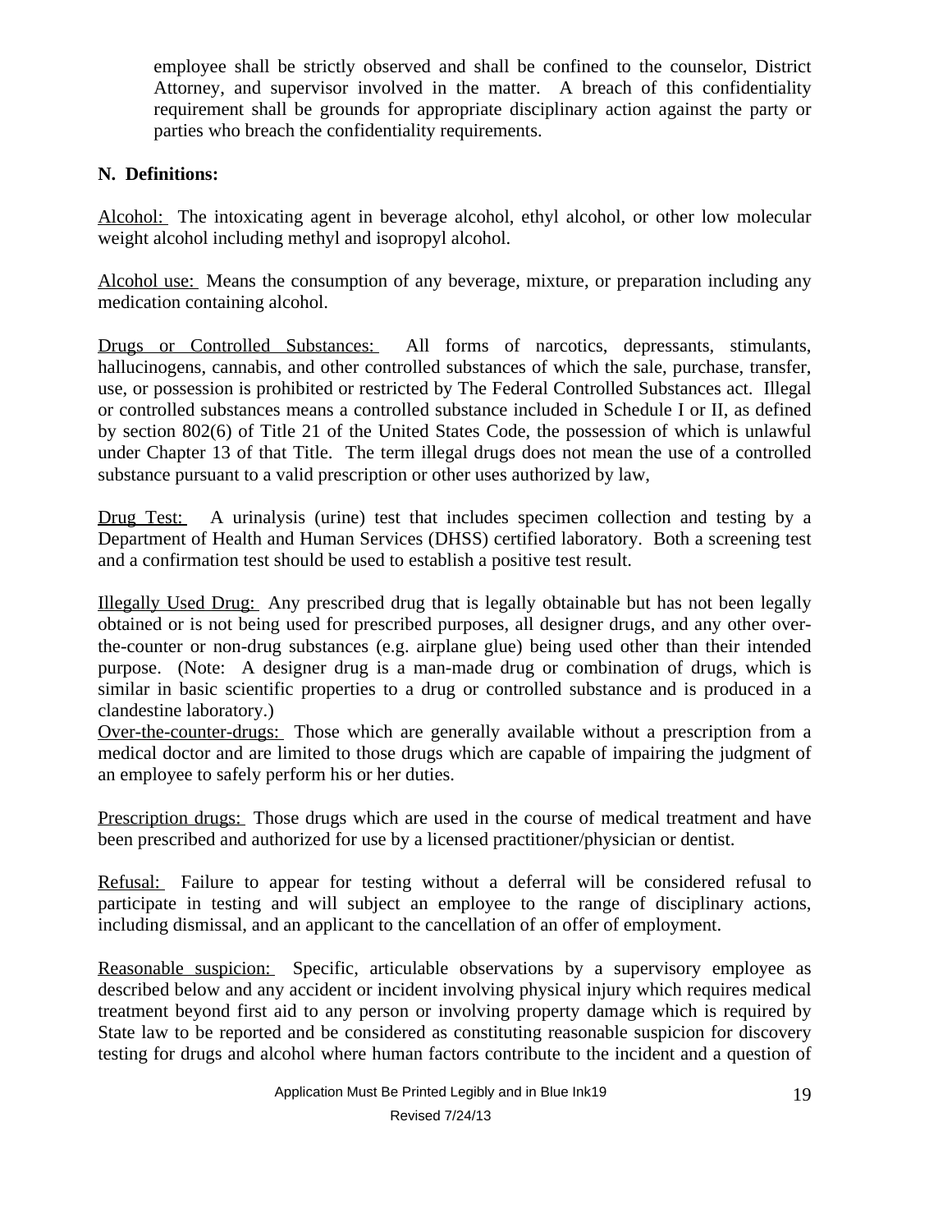employee shall be strictly observed and shall be confined to the counselor, District Attorney, and supervisor involved in the matter. A breach of this confidentiality requirement shall be grounds for appropriate disciplinary action against the party or parties who breach the confidentiality requirements.

**N. Definitions:**

Alcohol: The intoxicating agent in beverage alcohol, ethyl alcohol, or other low molecular weight alcohol including methyl and isopropyl alcohol.

Alcohol use: Means the consumption of any beverage, mixture, or preparation including any medication containing alcohol.

Drugs or Controlled Substances: All forms of narcotics, depressants, stimulants, hallucinogens, cannabis, and other controlled substances of which the sale, purchase, transfer, use, or possession is prohibited or restricted by The Federal Controlled Substances act. Illegal or controlled substances means a controlled substance included in Schedule I or II, as defined by section 802(6) of Title 21 of the United States Code, the possession of which is unlawful under Chapter 13 of that Title. The term illegal drugs does not mean the use of a controlled substance pursuant to a valid prescription or other uses authorized by law,

Drug Test: A urinalysis (urine) test that includes specimen collection and testing by a Department of Health and Human Services (DHSS) certified laboratory. Both a screening test and a confirmation test should be used to establish a positive test result.

Illegally Used Drug: Any prescribed drug that is legally obtainable but has not been legally obtained or is not being used for prescribed purposes, all designer drugs, and any other over-the-counter or non-drug substances (e.g. airplane glue) being used other than their intended purpose. (Note: A designer drug is a man-made drug or combination of drugs, which is similar in basic scientific properties to a drug or controlled substance and is produced in a clandestine laboratory.)

Over-the-counter-drugs: Those which are generally available without a prescription from a medical doctor and are limited to those drugs which are capable of impairing the judgment of an employee to safely perform his or her duties.

Prescription drugs: Those drugs which are used in the course of medical treatment and have been prescribed and authorized for use by a licensed practitioner/physician or dentist.

Refusal: Failure to appear for testing without a deferral will be considered refusal to participate in testing and will subject an employee to the range of disciplinary actions, including dismissal, and an applicant to the cancellation of an offer of employment.

Reasonable suspicion: Specific, articulable observations by a supervisory employee as described below and any accident or incident involving physical injury which requires medical treatment beyond first aid to any person or involving property damage which is required by State law to be reported and be considered as constituting reasonable suspicion for discovery testing for drugs and alcohol where human factors contribute to the incident and a question of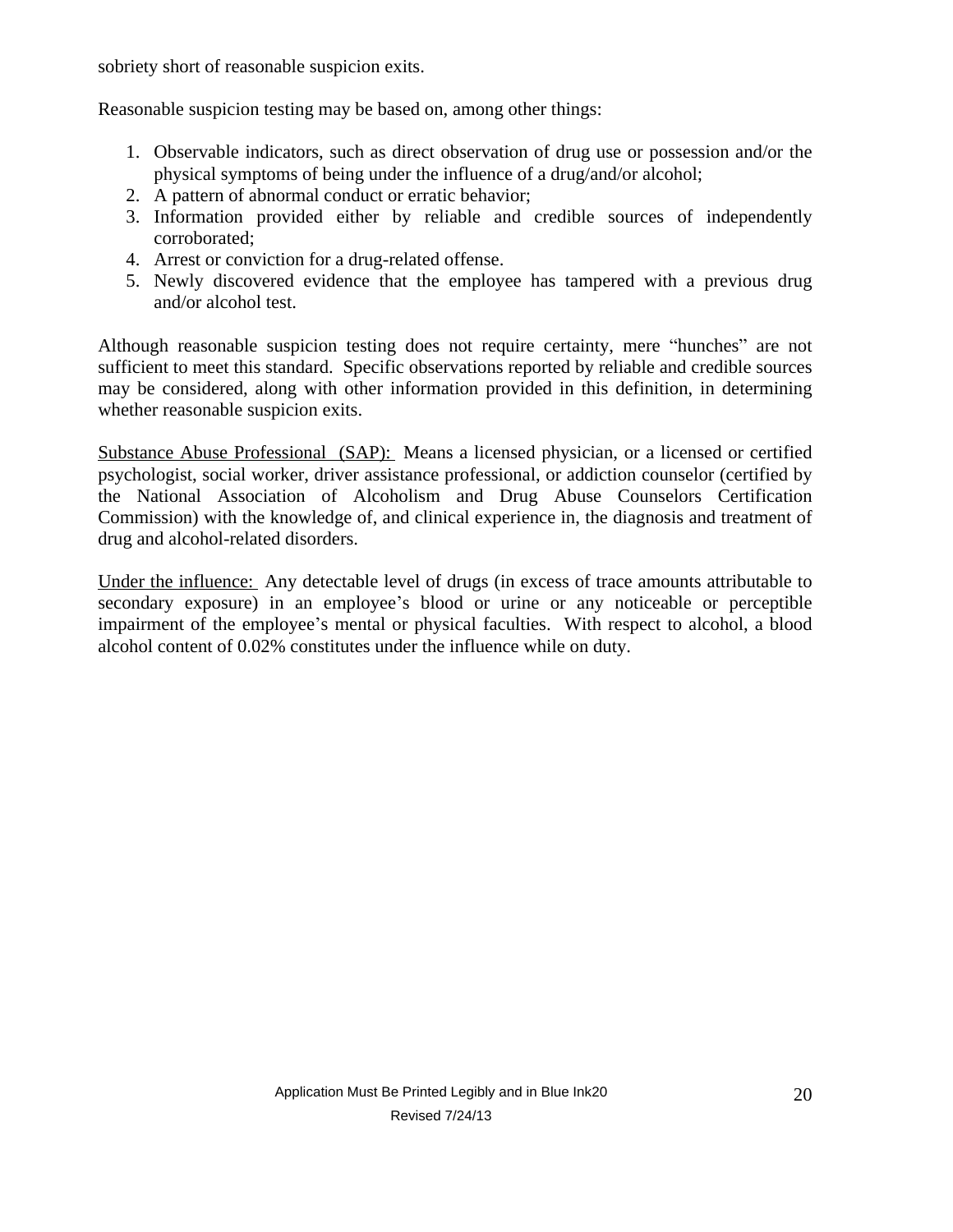sobriety short of reasonable suspicion exits.

Reasonable suspicion testing may be based on, among other things:

1. Observable indicators, such as direct observation of drug use or possession and/or the physical symptoms of being under the influence of a drug/and/or alcohol;
2. A pattern of abnormal conduct or erratic behavior;
3. Information provided either by reliable and credible sources of independently corroborated;
4. Arrest or conviction for a drug-related offense.
5. Newly discovered evidence that the employee has tampered with a previous drug and/or alcohol test.

Although reasonable suspicion testing does not require certainty, mere “hunches” are not sufficient to meet this standard. Specific observations reported by reliable and credible sources may be considered, along with other information provided in this definition, in determining whether reasonable suspicion exits.

<u>Substance Abuse Professional (SAP):</u> Means a licensed physician, or a licensed or certified psychologist, social worker, driver assistance professional, or addiction counselor (certified by the National Association of Alcoholism and Drug Abuse Counselors Certification Commission) with the knowledge of, and clinical experience in, the diagnosis and treatment of drug and alcohol-related disorders.

<u>Under the influence:</u> Any detectable level of drugs (in excess of trace amounts attributable to secondary exposure) in an employee’s blood or urine or any noticeable or perceptible impairment of the employee’s mental or physical faculties. With respect to alcohol, a blood alcohol content of 0.02% constitutes under the influence while on duty.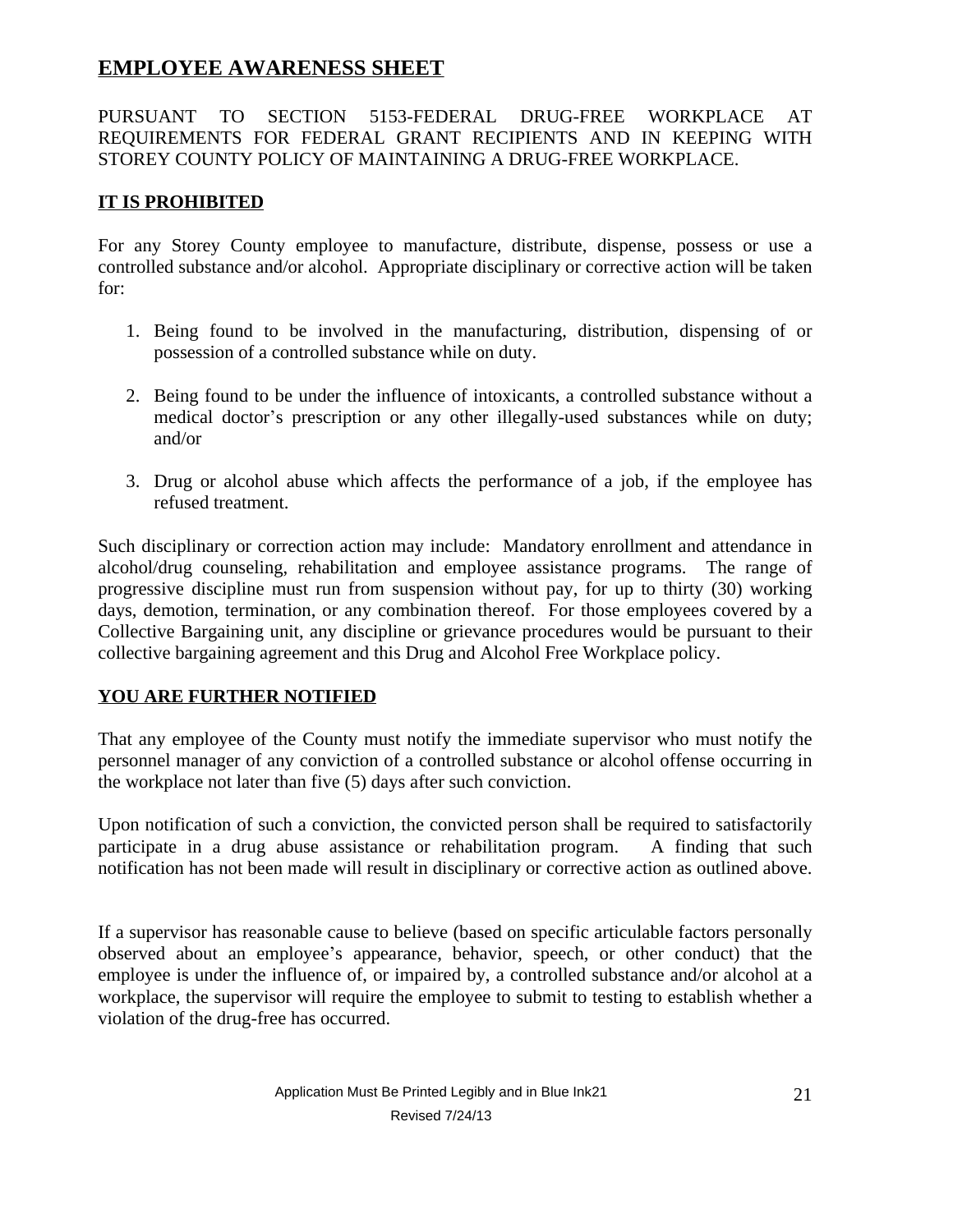# EMPLOYEE AWARENESS SHEET

PURSUANT TO SECTION 5153-FEDERAL DRUG-FREE WORKPLACE AT REQUIREMENTS FOR FEDERAL GRANT RECIPIENTS AND IN KEEPING WITH STOREY COUNTY POLICY OF MAINTAINING A DRUG-FREE WORKPLACE.

## IT IS PROHIBITED

For any Storey County employee to manufacture, distribute, dispense, possess or use a controlled substance and/or alcohol. Appropriate disciplinary or corrective action will be taken for:

1. Being found to be involved in the manufacturing, distribution, dispensing of or possession of a controlled substance while on duty.

2. Being found to be under the influence of intoxicants, a controlled substance without a medical doctor's prescription or any other illegally-used substances while on duty; and/or

3. Drug or alcohol abuse which affects the performance of a job, if the employee has refused treatment.

Such disciplinary or correction action may include: Mandatory enrollment and attendance in alcohol/drug counseling, rehabilitation and employee assistance programs. The range of progressive discipline must run from suspension without pay, for up to thirty (30) working days, demotion, termination, or any combination thereof. For those employees covered by a Collective Bargaining unit, any discipline or grievance procedures would be pursuant to their collective bargaining agreement and this Drug and Alcohol Free Workplace policy.

## YOU ARE FURTHER NOTIFIED

That any employee of the County must notify the immediate supervisor who must notify the personnel manager of any conviction of a controlled substance or alcohol offense occurring in the workplace not later than five (5) days after such conviction.

Upon notification of such a conviction, the convicted person shall be required to satisfactorily participate in a drug abuse assistance or rehabilitation program. A finding that such notification has not been made will result in disciplinary or corrective action as outlined above.

If a supervisor has reasonable cause to believe (based on specific articulable factors personally observed about an employee's appearance, behavior, speech, or other conduct) that the employee is under the influence of, or impaired by, a controlled substance and/or alcohol at a workplace, the supervisor will require the employee to submit to testing to establish whether a violation of the drug-free has occurred.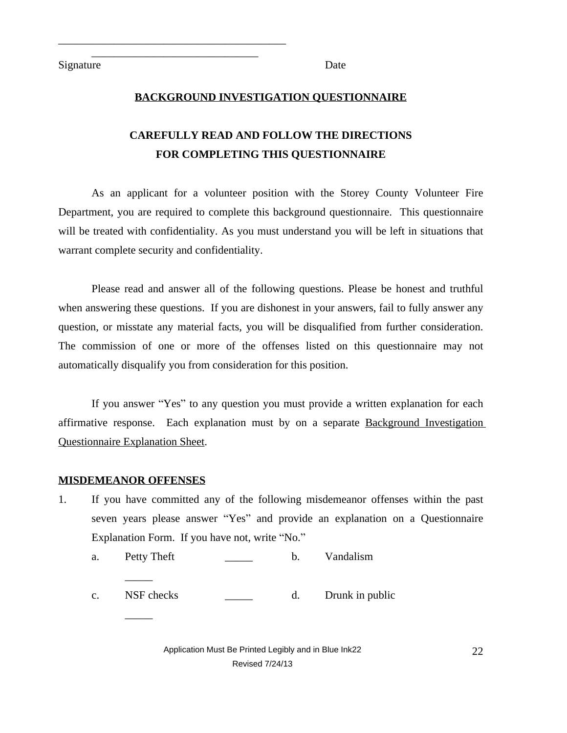\_\_\_\_\_\_\_\_\_\_\_\_\_\_\_\_\_\_\_\_\_\_\_\_\_\_\_\_\_\_\_\_\_\_\_\_\_\_\_\_\_\_ \_\_\_\_\_\_\_\_\_\_\_\_\_\_\_\_\_\_\_\_\_\_\_\_\_\_\_\_\_\_

Signature Date

## BACKGROUND INVESTIGATION QUESTIONNAIRE

### CAREFULLY READ AND FOLLOW THE DIRECTIONS FOR COMPLETING THIS QUESTIONNAIRE

As an applicant for a volunteer position with the Storey County Volunteer Fire Department, you are required to complete this background questionnaire. This questionnaire will be treated with confidentiality. As you must understand you will be left in situations that warrant complete security and confidentiality.

Please read and answer all of the following questions. Please be honest and truthful when answering these questions. If you are dishonest in your answers, fail to fully answer any question, or misstate any material facts, you will be disqualified from further consideration. The commission of one or more of the offenses listed on this questionnaire may not automatically disqualify you from consideration for this position.

If you answer "Yes" to any question you must provide a written explanation for each affirmative response. Each explanation must by on a separate Background Investigation Questionnaire Explanation Sheet.

**MISDEMEANOR OFFENSES**

1. If you have committed any of the following misdemeanor offenses within the past seven years please answer "Yes" and provide an explanation on a Questionnaire Explanation Form. If you have not, write "No."

   a. Petty Theft \_\_\_\_\_ b. Vandalism \_\_\_\_\_

   c. NSF checks \_\_\_\_\_ d. Drunk in public \_\_\_\_\_

Application Must Be Printed Legibly and in Blue Ink22

Revised 7/24/13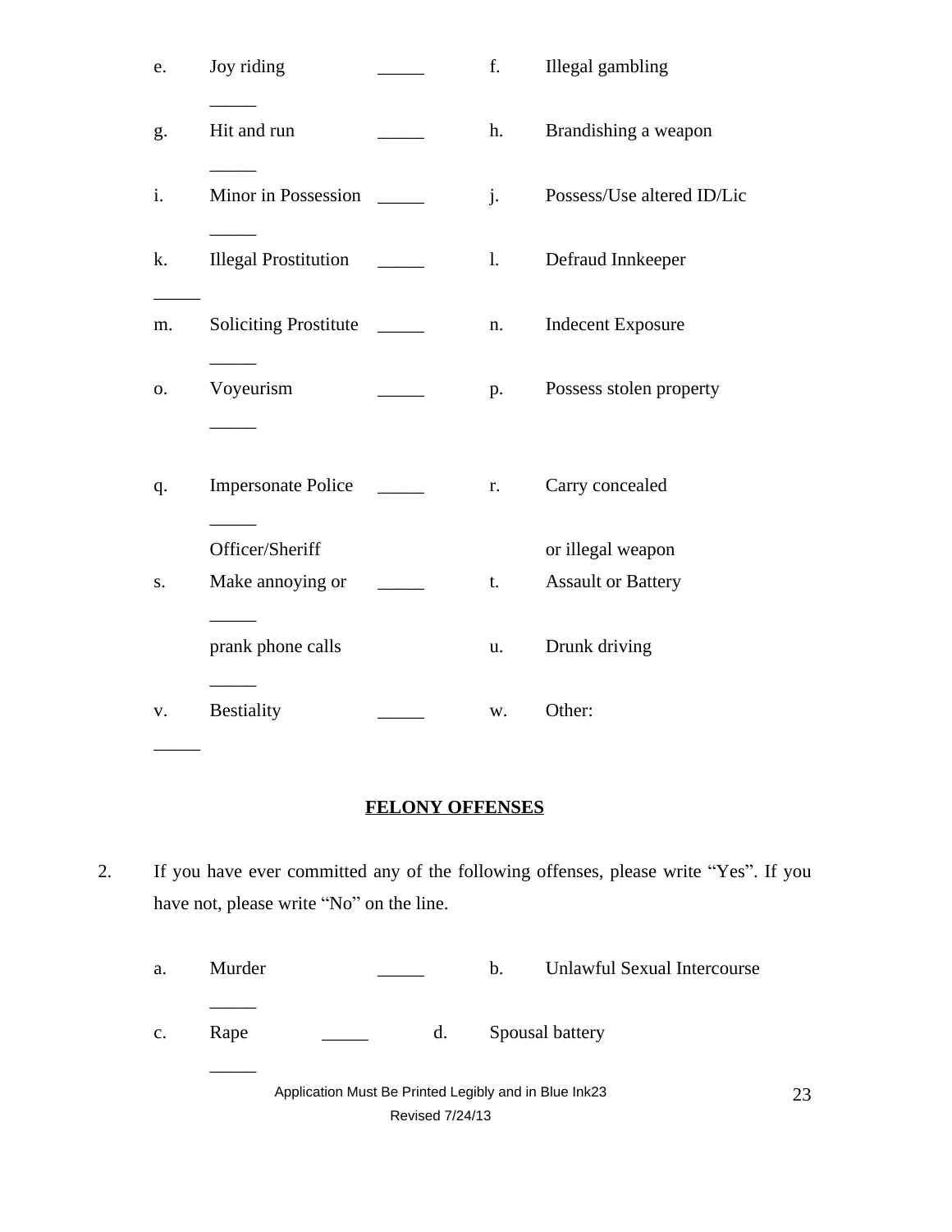| | | | | | |
|---|---|---|---|---|---|
| e. | Joy riding | _____ | f. | Illegal gambling | _____ |
| g. | Hit and run | _____ | h. | Brandishing a weapon | _____ |
| i. | Minor in Possession | _____ | j. | Possess/Use altered ID/Lic | _____ |
| k. | Illegal Prostitution | _____ | l. | Defraud Innkeeper | _____ |
| m. | Soliciting Prostitute | _____ | n. | Indecent Exposure | _____ |
| o. | Voyeurism | _____ | p. | Possess stolen property | _____ |
| q. | Impersonate Police Officer/Sheriff | _____ | r. | Carry concealed or illegal weapon | _____ |
| s. | Make annoying or prank phone calls | _____ | t. | Assault or Battery | _____ |
| | | | u. | Drunk driving | _____ |
| v. | Bestiality | _____ | w. | Other: | _____ |

**FELONY OFFENSES**

2. If you have ever committed any of the following offenses, please write "Yes". If you have not, please write "No" on the line.

| | | | | | |
|---|---|---|---|---|---|
| a. | Murder | _____ | b. | Unlawful Sexual Intercourse | _____ |
| c. | Rape | _____ | d. | Spousal battery | _____ |

Application Must Be Printed Legibly and in Blue Ink

Revised 7/24/13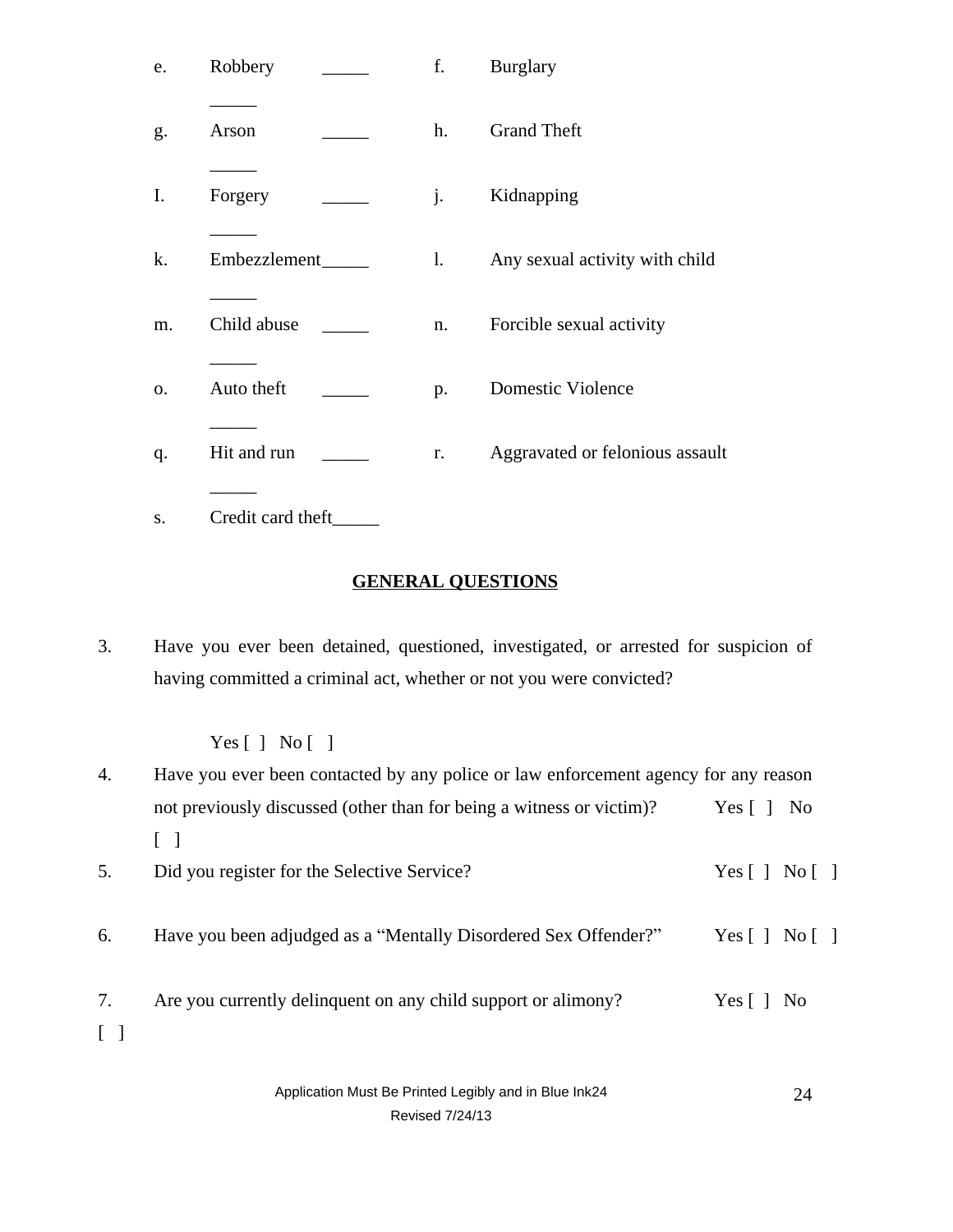e. Robbery _____ _____

f. Burglary

g. Arson _____ _____

h. Grand Theft

I. Forgery _____ _____

j. Kidnapping

k. Embezzlement_____ _____

l. Any sexual activity with child

m. Child abuse _____ _____

n. Forcible sexual activity

o. Auto theft _____ _____

p. Domestic Violence

q. Hit and run _____ _____

r. Aggravated or felonious assault

s. Credit card theft_____

## GENERAL QUESTIONS

3. Have you ever been detained, questioned, investigated, or arrested for suspicion of having committed a criminal act, whether or not you were convicted?

   Yes [ ] No [ ]

4. Have you ever been contacted by any police or law enforcement agency for any reason not previously discussed (other than for being a witness or victim)? Yes [ ] No [ ]

5. Did you register for the Selective Service? Yes [ ] No [ ]

6. Have you been adjudged as a "Mentally Disordered Sex Offender?" Yes [ ] No [ ]

7. Are you currently delinquent on any child support or alimony? Yes [ ] No [ ]

Application Must Be Printed Legibly and in Blue Ink

Revised 7/24/13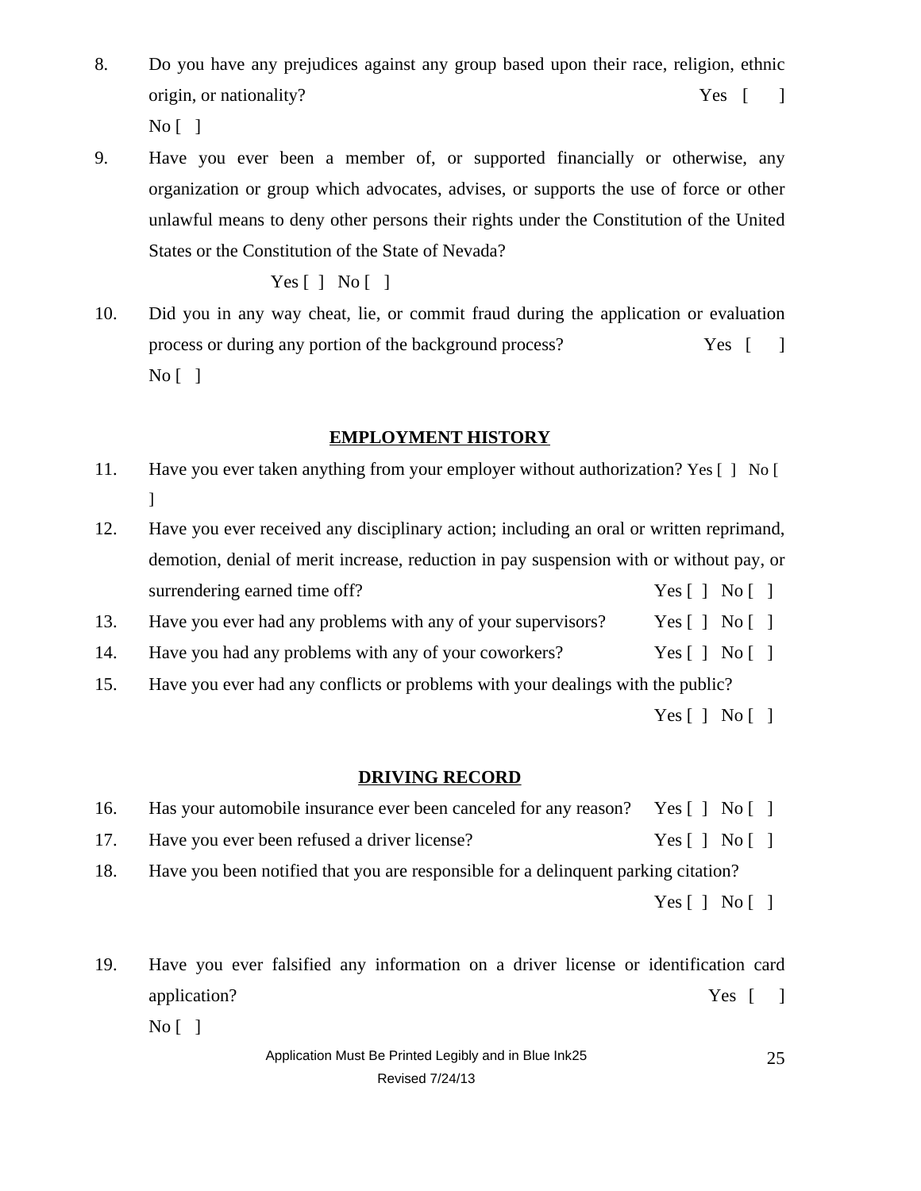8. Do you have any prejudices against any group based upon their race, religion, ethnic origin, or nationality? Yes [ ] No [ ]

9. Have you ever been a member of, or supported financially or otherwise, any organization or group which advocates, advises, or supports the use of force or other unlawful means to deny other persons their rights under the Constitution of the United States or the Constitution of the State of Nevada?

   Yes [ ] No [ ]

10. Did you in any way cheat, lie, or commit fraud during the application or evaluation process or during any portion of the background process? Yes [ ] No [ ]

## EMPLOYMENT HISTORY

11. Have you ever taken anything from your employer without authorization? Yes [ ] No [ ]

12. Have you ever received any disciplinary action; including an oral or written reprimand, demotion, denial of merit increase, reduction in pay suspension with or without pay, or surrendering earned time off? Yes [ ] No [ ]

13. Have you ever had any problems with any of your supervisors? Yes [ ] No [ ]

14. Have you had any problems with any of your coworkers? Yes [ ] No [ ]

15. Have you ever had any conflicts or problems with your dealings with the public?

    Yes [ ] No [ ]

## DRIVING RECORD

16. Has your automobile insurance ever been canceled for any reason? Yes [ ] No [ ]

17. Have you ever been refused a driver license? Yes [ ] No [ ]

18. Have you been notified that you are responsible for a delinquent parking citation?

    Yes [ ] No [ ]

19. Have you ever falsified any information on a driver license or identification card application? Yes [ ] No [ ]

Application Must Be Printed Legibly and in Blue Ink

Revised 7/24/13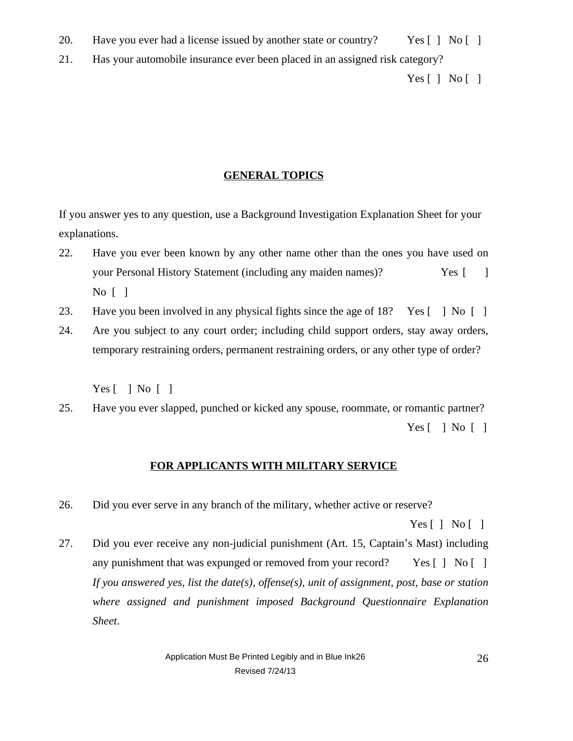20. Have you ever had a license issued by another state or country? Yes [ ] No [ ]

21. Has your automobile insurance ever been placed in an assigned risk category?

    Yes [ ] No [ ]

## GENERAL TOPICS

If you answer yes to any question, use a Background Investigation Explanation Sheet for your explanations.

22. Have you ever been known by any other name other than the ones you have used on your Personal History Statement (including any maiden names)? Yes [ ] No [ ]

23. Have you been involved in any physical fights since the age of 18? Yes [ ] No [ ]

24. Are you subject to any court order; including child support orders, stay away orders, temporary restraining orders, permanent restraining orders, or any other type of order?

    Yes [ ] No [ ]

25. Have you ever slapped, punched or kicked any spouse, roommate, or romantic partner?

    Yes [ ] No [ ]

## FOR APPLICANTS WITH MILITARY SERVICE

26. Did you ever serve in any branch of the military, whether active or reserve?

    Yes [ ] No [ ]

27. Did you ever receive any non-judicial punishment (Art. 15, Captain's Mast) including any punishment that was expunged or removed from your record? Yes [ ] No [ ]
    *If you answered yes, list the date(s), offense(s), unit of assignment, post, base or station where assigned and punishment imposed Background Questionnaire Explanation Sheet.*

Application Must Be Printed Legibly and in Blue Ink

Revised 7/24/13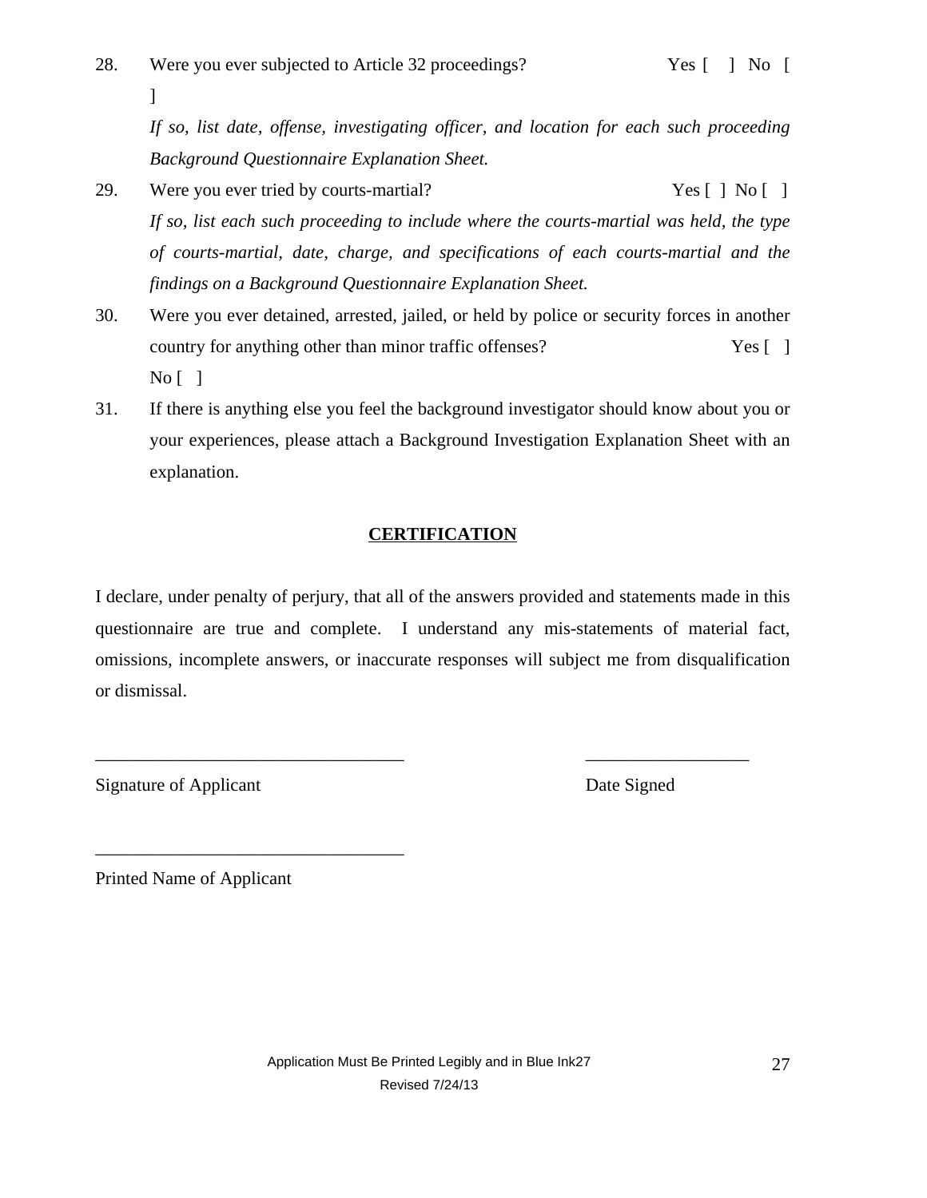28. Were you ever subjected to Article 32 proceedings? Yes [ ] No [ ]

    *If so, list date, offense, investigating officer, and location for each such proceeding Background Questionnaire Explanation Sheet.*

29. Were you ever tried by courts-martial? Yes [ ] No [ ]

    *If so, list each such proceeding to include where the courts-martial was held, the type of courts-martial, date, charge, and specifications of each courts-martial and the findings on a Background Questionnaire Explanation Sheet.*

30. Were you ever detained, arrested, jailed, or held by police or security forces in another country for anything other than minor traffic offenses? Yes [ ] No [ ]

31. If there is anything else you feel the background investigator should know about you or your experiences, please attach a Background Investigation Explanation Sheet with an explanation.

**<u>CERTIFICATION</u>**

I declare, under penalty of perjury, that all of the answers provided and statements made in this questionnaire are true and complete. I understand any mis-statements of material fact, omissions, incomplete answers, or inaccurate responses will subject me from disqualification or dismissal.

\_\_\_\_\_\_\_\_\_\_\_\_\_\_\_\_\_\_\_\_\_\_\_\_\_\_\_\_\_\_\_\_\_ \_\_\_\_\_\_\_\_\_\_\_\_\_\_\_\_\_\_

Signature of Applicant Date Signed

\_\_\_\_\_\_\_\_\_\_\_\_\_\_\_\_\_\_\_\_\_\_\_\_\_\_\_\_\_\_\_\_\_

Printed Name of Applicant

Application Must Be Printed Legibly and in Blue Ink

Revised 7/24/13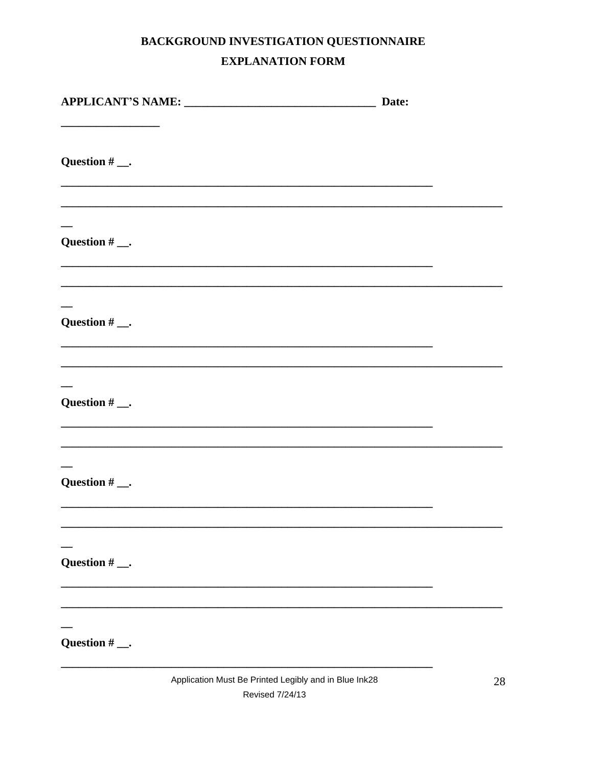**BACKGROUND INVESTIGATION QUESTIONNAIRE**

**EXPLANATION FORM**

**APPLICANT'S NAME: ________________________________ Date: ________________**

**Question # __.**

**_________________________________________________________________**

**_____________________________________________________________________________**

**Question # __.**

**_________________________________________________________________**

**_____________________________________________________________________________**

**Question # __.**

**_________________________________________________________________**

**_____________________________________________________________________________**

**Question # __.**

**_________________________________________________________________**

**_____________________________________________________________________________**

**Question # __.**

**_________________________________________________________________**

**_____________________________________________________________________________**

**Question # __.**

**_________________________________________________________________**

**_____________________________________________________________________________**

**Question # __.**

**_________________________________________________________________**

Application Must Be Printed Legibly and in Blue Ink

Revised 7/24/13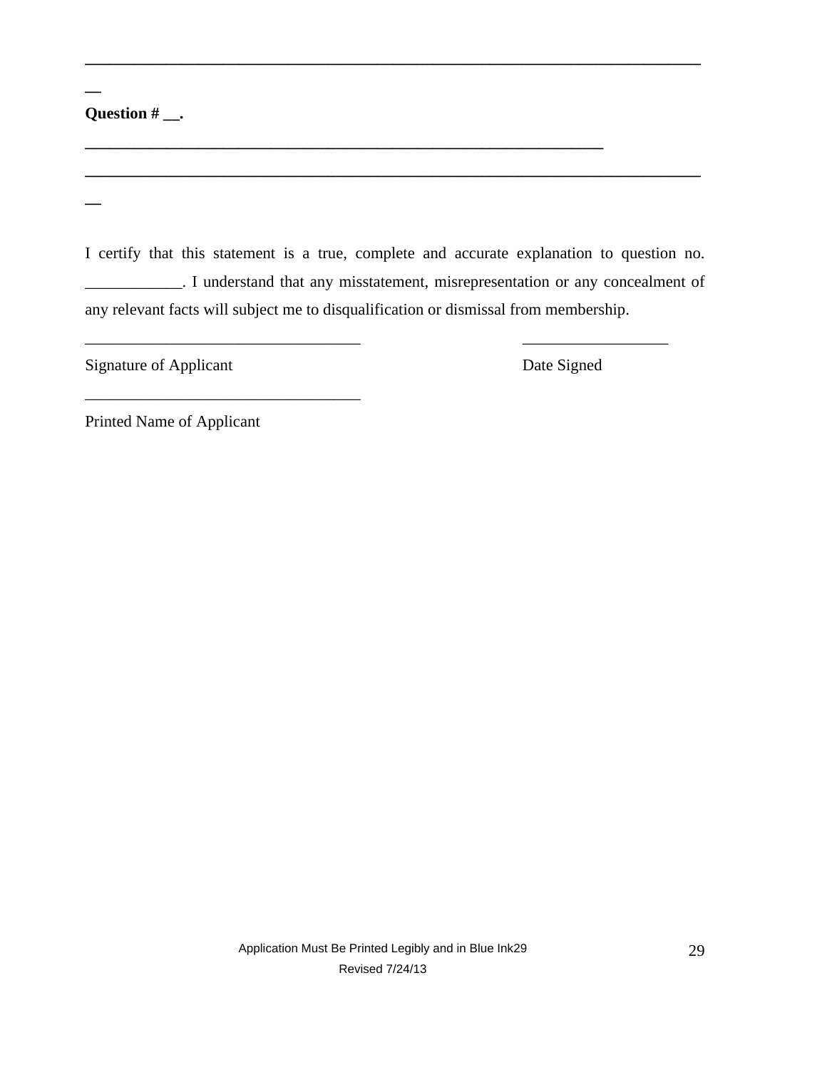\_\_\_\_\_\_\_\_\_\_\_\_\_\_\_\_\_\_\_\_\_\_\_\_\_\_\_\_\_\_\_\_\_\_\_\_\_\_\_\_\_\_\_\_\_\_\_\_\_\_\_\_\_\_\_\_\_\_\_\_\_\_\_\_\_\_\_\_\_\_\_\_\_\_\_\_

\_\_

**Question # \_\_.**

\_\_\_\_\_\_\_\_\_\_\_\_\_\_\_\_\_\_\_\_\_\_\_\_\_\_\_\_\_\_\_\_\_\_\_\_\_\_\_\_\_\_\_\_\_\_\_\_\_\_\_\_\_\_\_\_\_\_\_\_\_\_

\_\_\_\_\_\_\_\_\_\_\_\_\_\_\_\_\_\_\_\_\_\_\_\_\_\_\_\_\_\_\_\_\_\_\_\_\_\_\_\_\_\_\_\_\_\_\_\_\_\_\_\_\_\_\_\_\_\_\_\_\_\_\_\_\_\_\_\_\_\_\_\_\_\_\_\_

\_\_

I certify that this statement is a true, complete and accurate explanation to question no. \_\_\_\_\_\_\_\_\_\_\_\_. I understand that any misstatement, misrepresentation or any concealment of any relevant facts will subject me to disqualification or dismissal from membership.

\_\_\_\_\_\_\_\_\_\_\_\_\_\_\_\_\_\_\_\_\_\_\_\_\_\_\_\_\_\_\_\_\_\_\_ \_\_\_\_\_\_\_\_\_\_\_\_\_\_\_\_\_\_\_

Signature of Applicant Date Signed

\_\_\_\_\_\_\_\_\_\_\_\_\_\_\_\_\_\_\_\_\_\_\_\_\_\_\_\_\_\_\_\_\_\_\_

Printed Name of Applicant

Application Must Be Printed Legibly and in Blue Ink

Revised 7/24/13